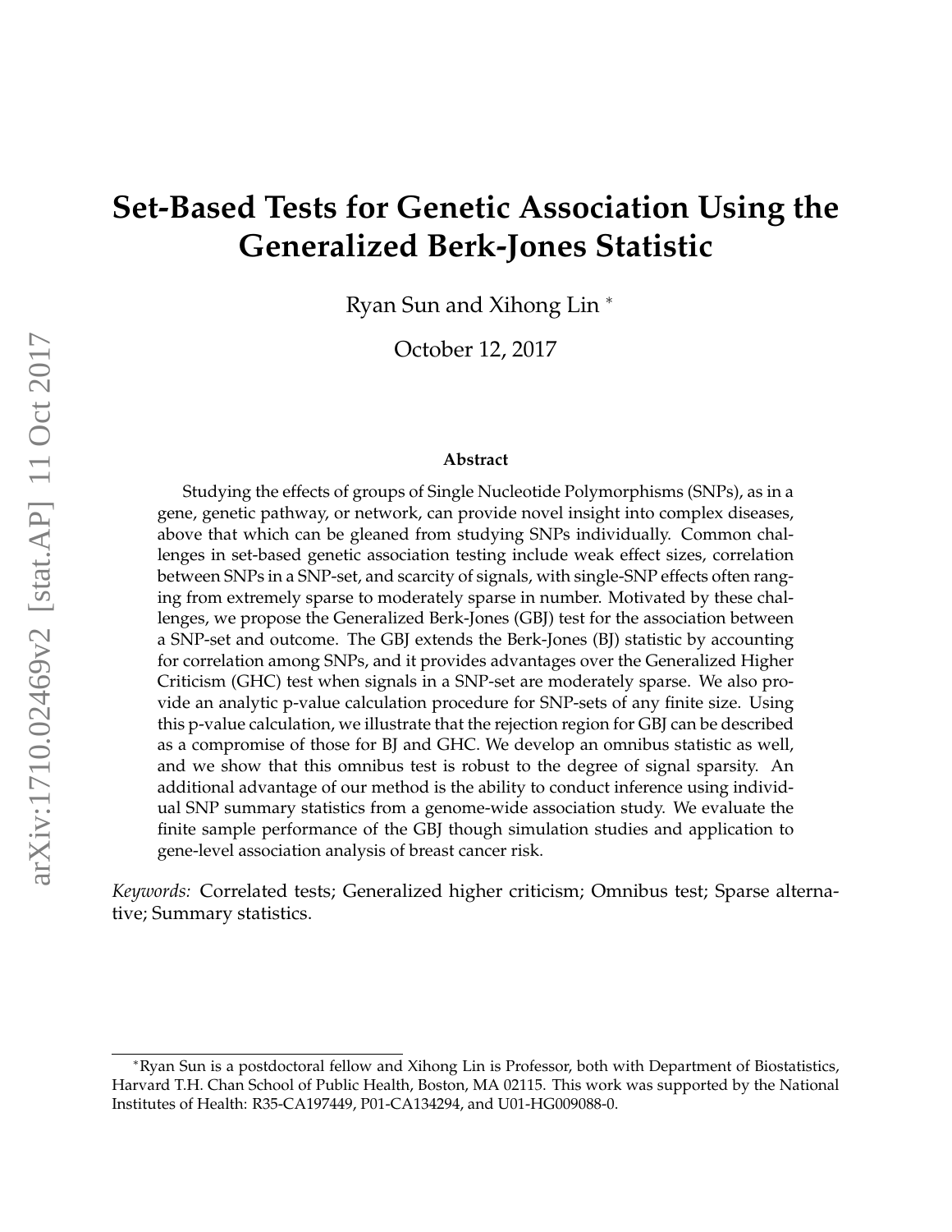# Set-Based Tests for Genetic Association Using the Generalized Berk-Jones Statistic

Ryan Sun and Xihong Lin [*]

October 12, 2017

### Abstract

Studying the effects of groups of Single Nucleotide Polymorphisms (SNPs), as in a gene, genetic pathway, or network, can provide novel insight into complex diseases, above that which can be gleaned from studying SNPs individually. Common challenges in set-based genetic association testing include weak effect sizes, correlation between SNPs in a SNP-set, and scarcity of signals, with single-SNP effects often ranging from extremely sparse to moderately sparse in number. Motivated by these challenges, we propose the Generalized Berk-Jones (GBJ) test for the association between a SNP-set and outcome. The GBJ extends the Berk-Jones (BJ) statistic by accounting for correlation among SNPs, and it provides advantages over the Generalized Higher Criticism (GHC) test when signals in a SNP-set are moderately sparse. We also provide an analytic p-value calculation procedure for SNP-sets of any finite size. Using this p-value calculation, we illustrate that the rejection region for GBJ can be described as a compromise of those for BJ and GHC. We develop an omnibus statistic as well, and we show that this omnibus test is robust to the degree of signal sparsity. An additional advantage of our method is the ability to conduct inference using individual SNP summary statistics from a genome-wide association study. We evaluate the finite sample performance of the GBJ though simulation studies and application to gene-level association analysis of breast cancer risk.

*Keywords:* Correlated tests; Generalized higher criticism; Omnibus test; Sparse alternative; Summary statistics.

[*] Ryan Sun is a postdoctoral fellow and Xihong Lin is Professor, both with Department of Biostatistics, Harvard T.H. Chan School of Public Health, Boston, MA 02115. This work was supported by the National Institutes of Health: R35-CA197449, P01-CA134294, and U01-HG009088-0.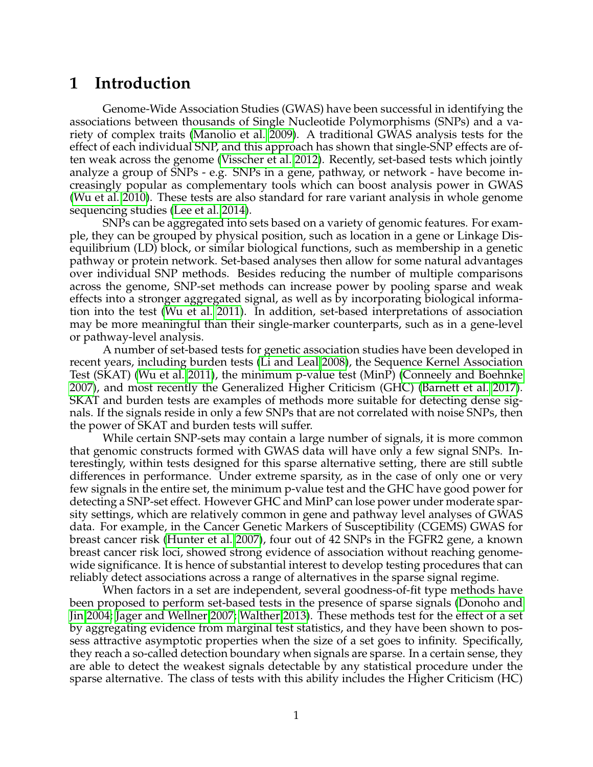# 1 Introduction

Genome-Wide Association Studies (GWAS) have been successful in identifying the associations between thousands of Single Nucleotide Polymorphisms (SNPs) and a variety of complex traits (Manolio et al. 2009). A traditional GWAS analysis tests for the effect of each individual SNP, and this approach has shown that single-SNP effects are often weak across the genome (Visscher et al. 2012). Recently, set-based tests which jointly analyze a group of SNPs - e.g. SNPs in a gene, pathway, or network - have become increasingly popular as complementary tools which can boost analysis power in GWAS (Wu et al. 2010). These tests are also standard for rare variant analysis in whole genome sequencing studies (Lee et al. 2014).

SNPs can be aggregated into sets based on a variety of genomic features. For example, they can be grouped by physical position, such as location in a gene or Linkage Disequilibrium (LD) block, or similar biological functions, such as membership in a genetic pathway or protein network. Set-based analyses then allow for some natural advantages over individual SNP methods. Besides reducing the number of multiple comparisons across the genome, SNP-set methods can increase power by pooling sparse and weak effects into a stronger aggregated signal, as well as by incorporating biological information into the test (Wu et al. 2011). In addition, set-based interpretations of association may be more meaningful than their single-marker counterparts, such as in a gene-level or pathway-level analysis.

A number of set-based tests for genetic association studies have been developed in recent years, including burden tests (Li and Leal 2008), the Sequence Kernel Association Test (SKAT) (Wu et al. 2011), the minimum p-value test (MinP) (Conneely and Boehnke 2007), and most recently the Generalized Higher Criticism (GHC) (Barnett et al. 2017). SKAT and burden tests are examples of methods more suitable for detecting dense signals. If the signals reside in only a few SNPs that are not correlated with noise SNPs, then the power of SKAT and burden tests will suffer.

While certain SNP-sets may contain a large number of signals, it is more common that genomic constructs formed with GWAS data will have only a few signal SNPs. Interestingly, within tests designed for this sparse alternative setting, there are still subtle differences in performance. Under extreme sparsity, as in the case of only one or very few signals in the entire set, the minimum p-value test and the GHC have good power for detecting a SNP-set effect. However GHC and MinP can lose power under moderate sparsity settings, which are relatively common in gene and pathway level analyses of GWAS data. For example, in the Cancer Genetic Markers of Susceptibility (CGEMS) GWAS for breast cancer risk (Hunter et al. 2007), four out of 42 SNPs in the FGFR2 gene, a known breast cancer risk loci, showed strong evidence of association without reaching genome-wide significance. It is hence of substantial interest to develop testing procedures that can reliably detect associations across a range of alternatives in the sparse signal regime.

When factors in a set are independent, several goodness-of-fit type methods have been proposed to perform set-based tests in the presence of sparse signals (Donoho and Jin 2004; Jager and Wellner 2007; Walther 2013). These methods test for the effect of a set by aggregating evidence from marginal test statistics, and they have been shown to possess attractive asymptotic properties when the size of a set goes to infinity. Specifically, they reach a so-called detection boundary when signals are sparse. In a certain sense, they are able to detect the weakest signals detectable by any statistical procedure under the sparse alternative. The class of tests with this ability includes the Higher Criticism (HC)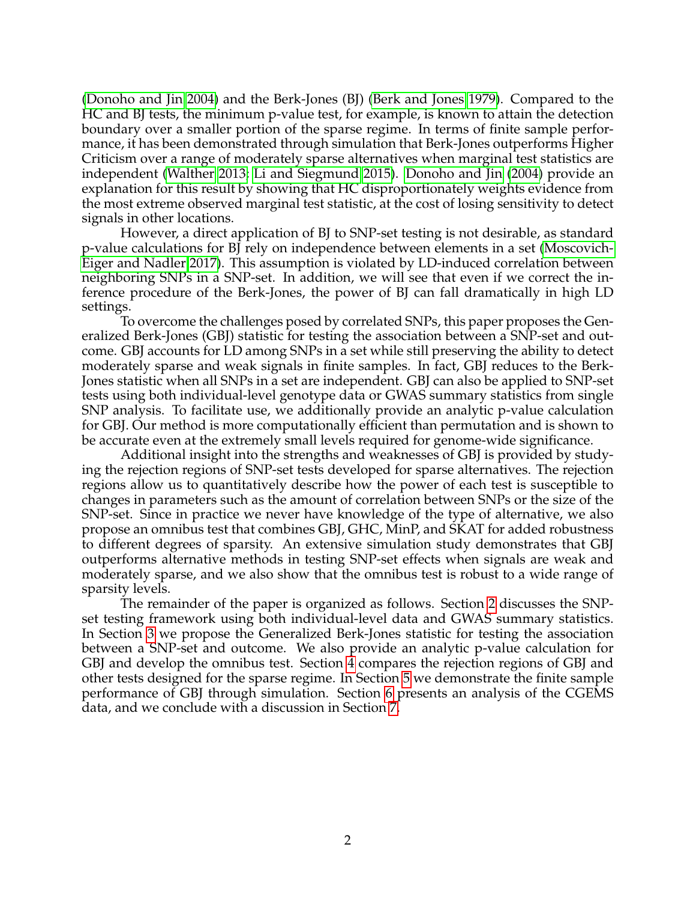(Donoho and Jin 2004) and the Berk-Jones (BJ) (Berk and Jones 1979). Compared to the HC and BJ tests, the minimum p-value test, for example, is known to attain the detection boundary over a smaller portion of the sparse regime. In terms of finite sample performance, it has been demonstrated through simulation that Berk-Jones outperforms Higher Criticism over a range of moderately sparse alternatives when marginal test statistics are independent (Walther 2013; Li and Siegmund 2015). Donoho and Jin (2004) provide an explanation for this result by showing that HC disproportionately weights evidence from the most extreme observed marginal test statistic, at the cost of losing sensitivity to detect signals in other locations.

However, a direct application of BJ to SNP-set testing is not desirable, as standard p-value calculations for BJ rely on independence between elements in a set (Moscovich-Eiger and Nadler 2017). This assumption is violated by LD-induced correlation between neighboring SNPs in a SNP-set. In addition, we will see that even if we correct the inference procedure of the Berk-Jones, the power of BJ can fall dramatically in high LD settings.

To overcome the challenges posed by correlated SNPs, this paper proposes the Generalized Berk-Jones (GBJ) statistic for testing the association between a SNP-set and outcome. GBJ accounts for LD among SNPs in a set while still preserving the ability to detect moderately sparse and weak signals in finite samples. In fact, GBJ reduces to the Berk-Jones statistic when all SNPs in a set are independent. GBJ can also be applied to SNP-set tests using both individual-level genotype data or GWAS summary statistics from single SNP analysis. To facilitate use, we additionally provide an analytic p-value calculation for GBJ. Our method is more computationally efficient than permutation and is shown to be accurate even at the extremely small levels required for genome-wide significance.

Additional insight into the strengths and weaknesses of GBJ is provided by studying the rejection regions of SNP-set tests developed for sparse alternatives. The rejection regions allow us to quantitatively describe how the power of each test is susceptible to changes in parameters such as the amount of correlation between SNPs or the size of the SNP-set. Since in practice we never have knowledge of the type of alternative, we also propose an omnibus test that combines GBJ, GHC, MinP, and SKAT for added robustness to different degrees of sparsity. An extensive simulation study demonstrates that GBJ outperforms alternative methods in testing SNP-set effects when signals are weak and moderately sparse, and we also show that the omnibus test is robust to a wide range of sparsity levels.

The remainder of the paper is organized as follows. Section 2 discusses the SNP-set testing framework using both individual-level data and GWAS summary statistics. In Section 3 we propose the Generalized Berk-Jones statistic for testing the association between a SNP-set and outcome. We also provide an analytic p-value calculation for GBJ and develop the omnibus test. Section 4 compares the rejection regions of GBJ and other tests designed for the sparse regime. In Section 5 we demonstrate the finite sample performance of GBJ through simulation. Section 6 presents an analysis of the CGEMS data, and we conclude with a discussion in Section 7.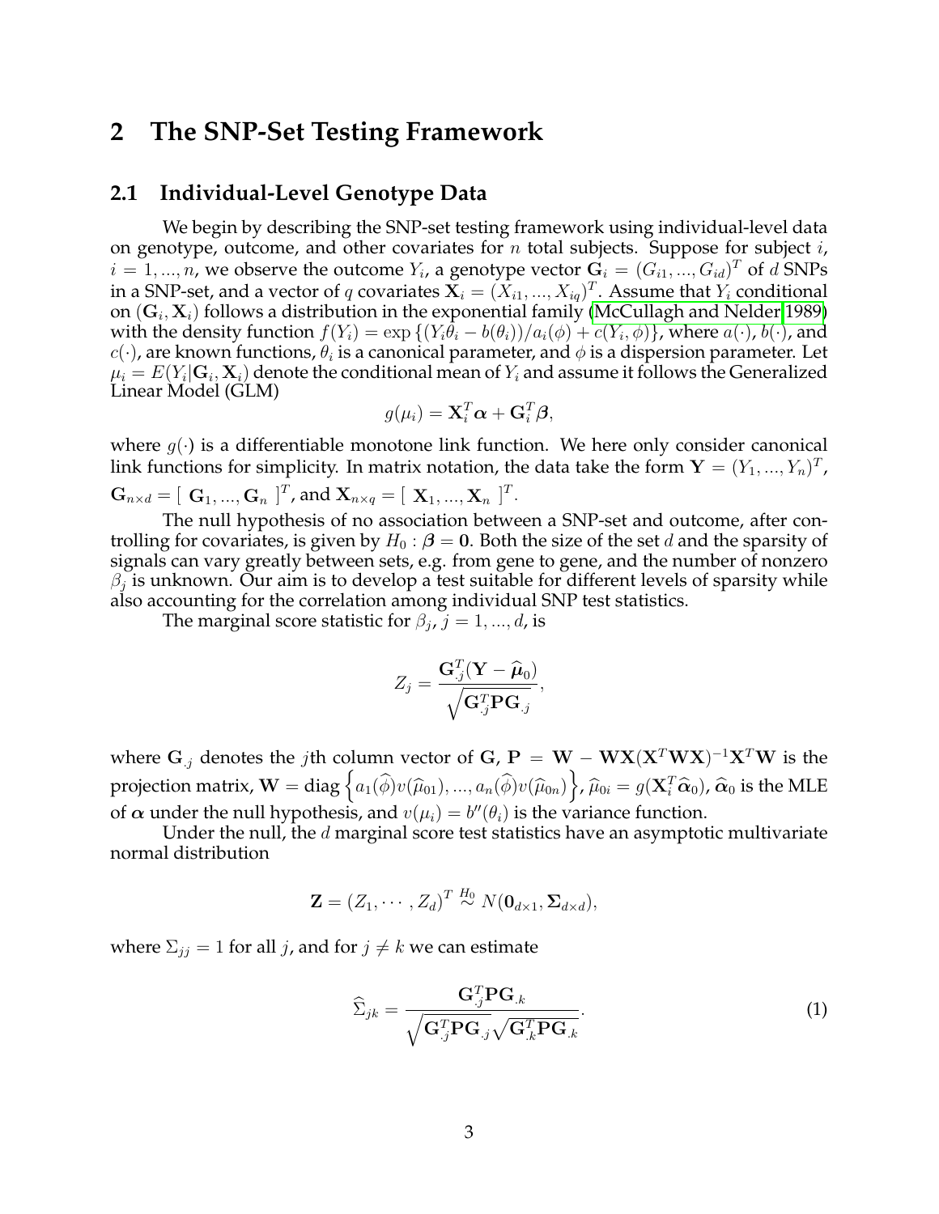# 2 The SNP-Set Testing Framework

## 2.1 Individual-Level Genotype Data

We begin by describing the SNP-set testing framework using individual-level data on genotype, outcome, and other covariates for $n$ total subjects. Suppose for subject $i$, $i = 1, ..., n$, we observe the outcome $Y_i$, a genotype vector $\mathbf{G}_i = (G_{i1}, ..., G_{id})^T$ of $d$ SNPs in a SNP-set, and a vector of $q$ covariates $\mathbf{X}_i = (X_{i1}, ..., X_{iq})^T$. Assume that $Y_i$ conditional on $(\mathbf{G}_i, \mathbf{X}_i)$ follows a distribution in the exponential family (McCullagh and Nelder 1989) with the density function $f(Y_i) = \exp\{(Y_i\theta_i - b(\theta_i))/a_i(\phi) + c(Y_i, \phi)\}$, where $a(\cdot)$, $b(\cdot)$, and $c(\cdot)$, are known functions, $\theta_i$ is a canonical parameter, and $\phi$ is a dispersion parameter. Let $\mu_i = E(Y_i|\mathbf{G}_i, \mathbf{X}_i)$ denote the conditional mean of $Y_i$ and assume it follows the Generalized Linear Model (GLM)

$$g(\mu_i) = \mathbf{X}_i^T\boldsymbol{\alpha} + \mathbf{G}_i^T\boldsymbol{\beta},$$

where $g(\cdot)$ is a differentiable monotone link function. We here only consider canonical link functions for simplicity. In matrix notation, the data take the form $\mathbf{Y} = (Y_1, ..., Y_n)^T$, $\mathbf{G}_{n\times d} = [\ \mathbf{G}_1, ..., \mathbf{G}_n\ ]^T$, and $\mathbf{X}_{n\times q} = [\ \mathbf{X}_1, ..., \mathbf{X}_n\ ]^T$.

The null hypothesis of no association between a SNP-set and outcome, after controlling for covariates, is given by $H_0 : \boldsymbol{\beta} = \mathbf{0}$. Both the size of the set $d$ and the sparsity of signals can vary greatly between sets, e.g. from gene to gene, and the number of nonzero $\beta_j$ is unknown. Our aim is to develop a test suitable for different levels of sparsity while also accounting for the correlation among individual SNP test statistics.

The marginal score statistic for $\beta_j$, $j = 1, ..., d$, is

$$Z_j = \frac{\mathbf{G}_{.j}^T(\mathbf{Y} - \widehat{\boldsymbol{\mu}}_0)}{\sqrt{\mathbf{G}_{.j}^T\mathbf{P}\mathbf{G}_{.j}}},$$

where $\mathbf{G}_{.j}$ denotes the $j$th column vector of $\mathbf{G}$, $\mathbf{P} = \mathbf{W} - \mathbf{W}\mathbf{X}(\mathbf{X}^T\mathbf{W}\mathbf{X})^{-1}\mathbf{X}^T\mathbf{W}$ is the projection matrix, $\mathbf{W} = \text{diag}\left\{a_1(\widehat{\phi})v(\widehat{\mu}_{01}), ..., a_n(\widehat{\phi})v(\widehat{\mu}_{0n})\right\}$, $\widehat{\mu}_{0i} = g(\mathbf{X}_i^T\widehat{\boldsymbol{\alpha}}_0)$, $\widehat{\boldsymbol{\alpha}}_0$ is the MLE of $\boldsymbol{\alpha}$ under the null hypothesis, and $v(\mu_i) = b''(\theta_i)$ is the variance function.

Under the null, the $d$ marginal score test statistics have an asymptotic multivariate normal distribution

$$\mathbf{Z} = (Z_1, \cdots, Z_d)^T \overset{H_0}{\sim} N(\mathbf{0}_{d\times 1}, \boldsymbol{\Sigma}_{d\times d}),$$

where $\Sigma_{jj} = 1$ for all $j$, and for $j \neq k$ we can estimate

$$\widehat{\Sigma}_{jk} = \frac{\mathbf{G}_{.j}^T\mathbf{P}\mathbf{G}_{.k}}{\sqrt{\mathbf{G}_{.j}^T\mathbf{P}\mathbf{G}_{.j}}\sqrt{\mathbf{G}_{.k}^T\mathbf{P}\mathbf{G}_{.k}}}. \tag{1}$$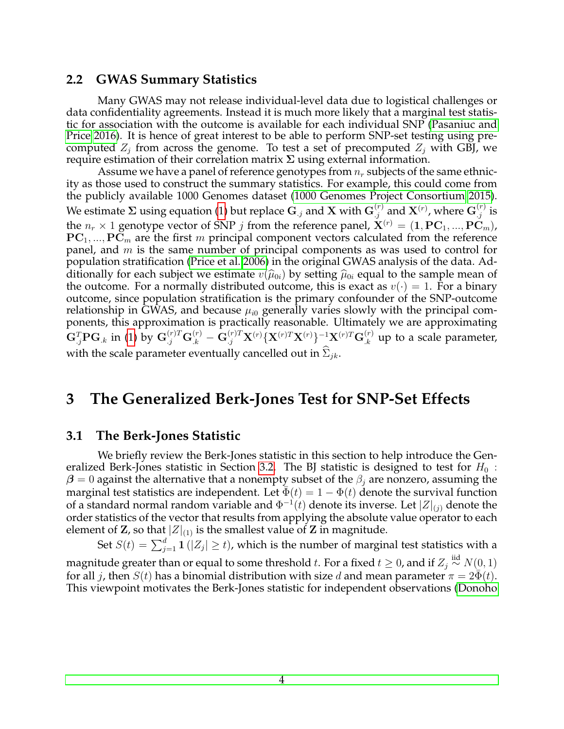## 2.2 GWAS Summary Statistics

Many GWAS may not release individual-level data due to logistical challenges or data confidentiality agreements. Instead it is much more likely that a marginal test statistic for association with the outcome is available for each individual SNP (Pasaniuc and Price 2016). It is hence of great interest to be able to perform SNP-set testing using precomputed $Z_j$ from across the genome. To test a set of precomputed $Z_j$ with GBJ, we require estimation of their correlation matrix $\mathbf{\Sigma}$ using external information.

Assume we have a panel of reference genotypes from $n_r$ subjects of the same ethnicity as those used to construct the summary statistics. For example, this could come from the publicly available 1000 Genomes dataset (1000 Genomes Project Consortium 2015). We estimate $\mathbf{\Sigma}$ using equation (1) but replace $\mathbf{G}_{.j}$ and $\mathbf{X}$ with $\mathbf{G}_{.j}^{(r)}$ and $\mathbf{X}^{(r)}$, where $\mathbf{G}_{.j}^{(r)}$ is the $n_r \times 1$ genotype vector of SNP $j$ from the reference panel, $\mathbf{X}^{(r)} = (\mathbf{1}, \mathbf{PC}_1, ..., \mathbf{PC}_m)$, $\mathbf{PC}_1, ..., \mathbf{PC}_m$ are the first $m$ principal component vectors calculated from the reference panel, and $m$ is the same number of principal components as was used to control for population stratification (Price et al. 2006) in the original GWAS analysis of the data. Additionally for each subject we estimate $v(\widehat{\mu}_{0i})$ by setting $\widehat{\mu}_{0i}$ equal to the sample mean of the outcome. For a normally distributed outcome, this is exact as $v(\cdot) = 1$. For a binary outcome, since population stratification is the primary confounder of the SNP-outcome relationship in GWAS, and because $\mu_{i0}$ generally varies slowly with the principal components, this approximation is practically reasonable. Ultimately we are approximating $\mathbf{G}_{.j}^T \mathbf{P} \mathbf{G}_{.k}$ in (1) by $\mathbf{G}_{.j}^{(r)T} \mathbf{G}_{.k}^{(r)} - \mathbf{G}_{.j}^{(r)T} \mathbf{X}^{(r)} \{\mathbf{X}^{(r)T} \mathbf{X}^{(r)}\}^{-1} \mathbf{X}^{(r)T} \mathbf{G}_{.k}^{(r)}$ up to a scale parameter, with the scale parameter eventually cancelled out in $\widehat{\Sigma}_{jk}$.

# 3 The Generalized Berk-Jones Test for SNP-Set Effects

## 3.1 The Berk-Jones Statistic

We briefly review the Berk-Jones statistic in this section to help introduce the Generalized Berk-Jones statistic in Section 3.2. The BJ statistic is designed to test for $H_0 : \boldsymbol{\beta} = 0$ against the alternative that a nonempty subset of the $\beta_j$ are nonzero, assuming the marginal test statistics are independent. Let $\bar{\Phi}(t) = 1 - \Phi(t)$ denote the survival function of a standard normal random variable and $\Phi^{-1}(t)$ denote its inverse. Let $|Z|_{(j)}$ denote the order statistics of the vector that results from applying the absolute value operator to each element of $\mathbf{Z}$, so that $|Z|_{(1)}$ is the smallest value of $\mathbf{Z}$ in magnitude.

Set $S(t) = \sum_{j=1}^{d} \mathbf{1}(|Z_j| \geq t)$, which is the number of marginal test statistics with a magnitude greater than or equal to some threshold $t$. For a fixed $t \geq 0$, and if $Z_j \overset{\text{iid}}{\sim} N(0, 1)$ for all $j$, then $S(t)$ has a binomial distribution with size $d$ and mean parameter $\pi = 2\bar{\Phi}(t)$. This viewpoint motivates the Berk-Jones statistic for independent observations (Donoho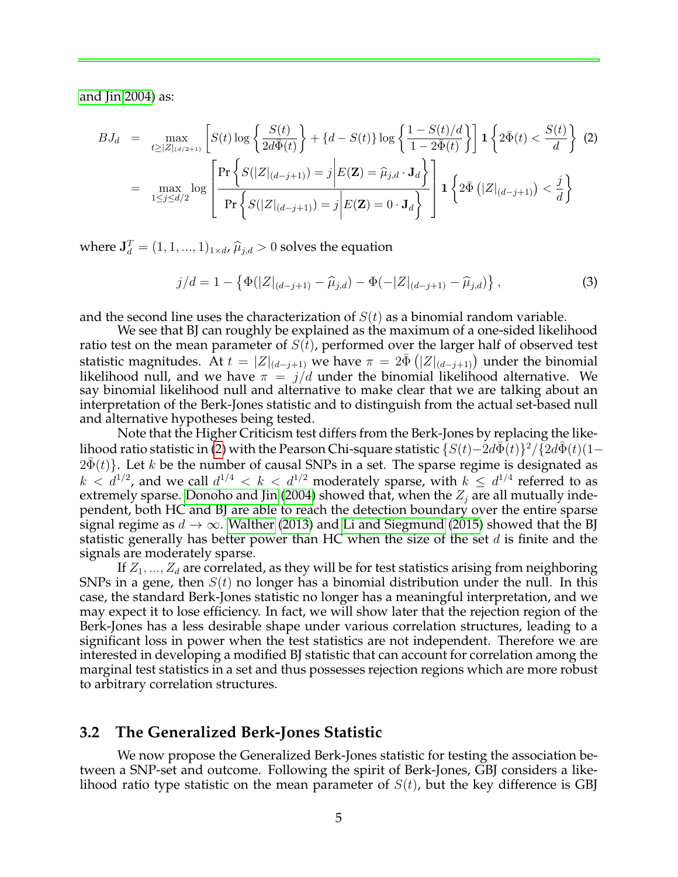and Jin 2004) as:

$$
\begin{aligned}
BJ_d &= \max_{t \geq |Z|_{(d/2+1)}} \left[ S(t) \log \left\{ \frac{S(t)}{2d\bar{\Phi}(t)} \right\} + \{d - S(t)\} \log \left\{ \frac{1 - S(t)/d}{1 - 2\bar{\Phi}(t)} \right\} \right] \mathbf{1} \left\{ 2\bar{\Phi}(t) < \frac{S(t)}{d} \right\} \quad (2) \\
&= \max_{1 \leq j \leq d/2} \log \left[ \frac{\Pr\left\{ S(|Z|_{(d-j+1)}) = j \,\middle|\, E(\mathbf{Z}) = \widehat{\mu}_{j,d} \cdot \mathbf{J}_d \right\}}{\Pr\left\{ S(|Z|_{(d-j+1)}) = j \,\middle|\, E(\mathbf{Z}) = 0 \cdot \mathbf{J}_d \right\}} \right] \mathbf{1} \left\{ 2\bar{\Phi}\left(|Z|_{(d-j+1)}\right) < \frac{j}{d} \right\}
\end{aligned}
$$

where $\mathbf{J}_d^T = (1, 1, ..., 1)_{1 \times d}$, $\widehat{\mu}_{j,d} > 0$ solves the equation

$$
j/d = 1 - \left\{ \Phi(|Z|_{(d-j+1)} - \widehat{\mu}_{j,d}) - \Phi(-|Z|_{(d-j+1)} - \widehat{\mu}_{j,d}) \right\}, \quad (3)
$$

and the second line uses the characterization of $S(t)$ as a binomial random variable.

We see that BJ can roughly be explained as the maximum of a one-sided likelihood ratio test on the mean parameter of $S(t)$, performed over the larger half of observed test statistic magnitudes. At $t = |Z|_{(d-j+1)}$ we have $\pi = 2\bar{\Phi}\left(|Z|_{(d-j+1)}\right)$ under the binomial likelihood null, and we have $\pi = j/d$ under the binomial likelihood alternative. We say binomial likelihood null and alternative to make clear that we are talking about an interpretation of the Berk-Jones statistic and to distinguish from the actual set-based null and alternative hypotheses being tested.

Note that the Higher Criticism test differs from the Berk-Jones by replacing the likelihood ratio statistic in (2) with the Pearson Chi-square statistic $\{S(t) - 2d\bar{\Phi}(t)\}^2 / \{2d\bar{\Phi}(t)(1 - 2\bar{\Phi}(t)\}$. Let $k$ be the number of causal SNPs in a set. The sparse regime is designated as $k < d^{1/2}$, and we call $d^{1/4} < k < d^{1/2}$ moderately sparse, with $k \leq d^{1/4}$ referred to as extremely sparse. Donoho and Jin (2004) showed that, when the $Z_j$ are all mutually independent, both HC and BJ are able to reach the detection boundary over the entire sparse signal regime as $d \to \infty$. Walther (2013) and Li and Siegmund (2015) showed that the BJ statistic generally has better power than HC when the size of the set $d$ is finite and the signals are moderately sparse.

If $Z_1, ..., Z_d$ are correlated, as they will be for test statistics arising from neighboring SNPs in a gene, then $S(t)$ no longer has a binomial distribution under the null. In this case, the standard Berk-Jones statistic no longer has a meaningful interpretation, and we may expect it to lose efficiency. In fact, we will show later that the rejection region of the Berk-Jones has a less desirable shape under various correlation structures, leading to a significant loss in power when the test statistics are not independent. Therefore we are interested in developing a modified BJ statistic that can account for correlation among the marginal test statistics in a set and thus possesses rejection regions which are more robust to arbitrary correlation structures.

## 3.2 The Generalized Berk-Jones Statistic

We now propose the Generalized Berk-Jones statistic for testing the association between a SNP-set and outcome. Following the spirit of Berk-Jones, GBJ considers a likelihood ratio type statistic on the mean parameter of $S(t)$, but the key difference is GBJ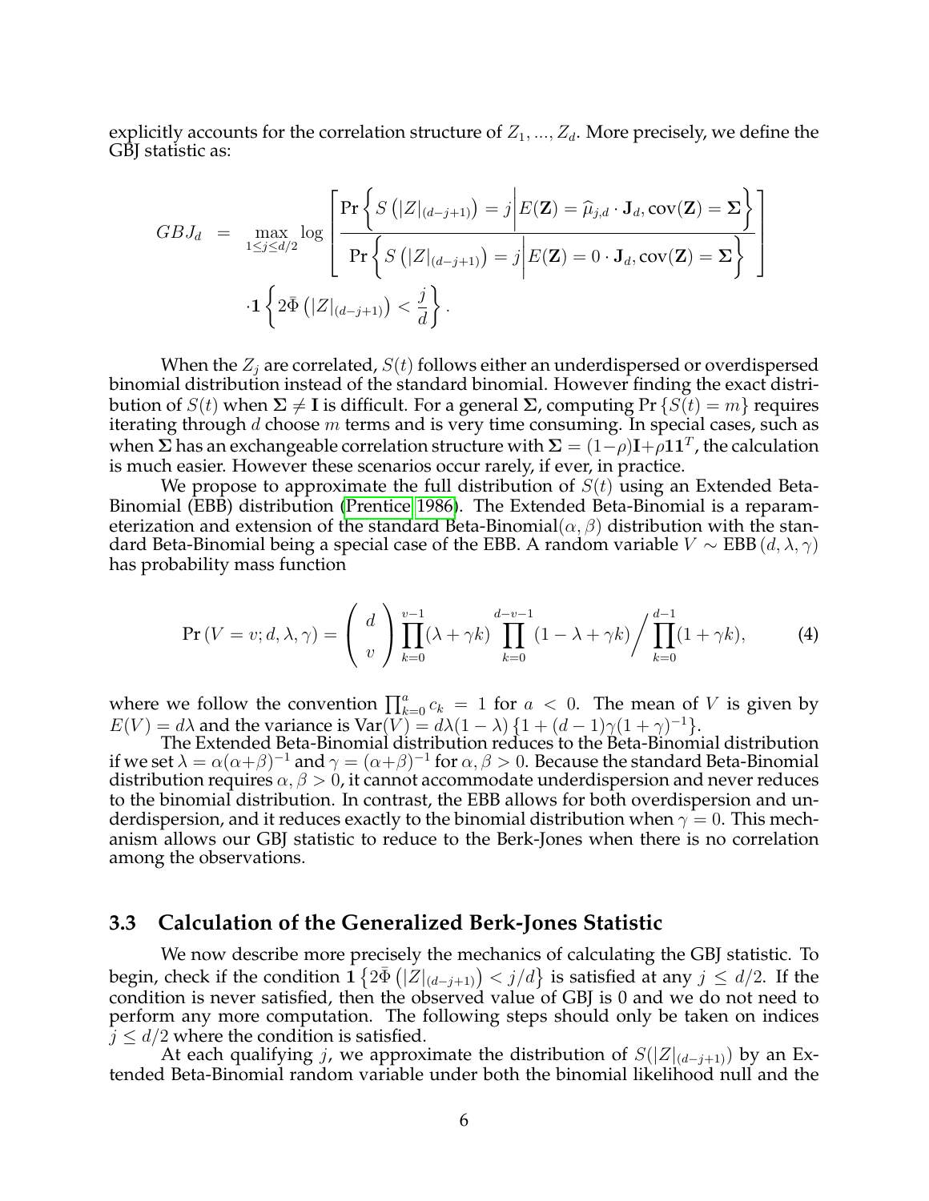explicitly accounts for the correlation structure of $Z_1, ..., Z_d$. More precisely, we define the GBJ statistic as:

$$
\begin{aligned}
GBJ_d &= \max_{1 \leq j \leq d/2} \log \left[ \frac{\Pr\left\{ S\left(|Z|_{(d-j+1)}\right) = j \middle| E(\mathbf{Z}) = \widehat{\mu}_{j,d} \cdot \mathbf{J}_d, \text{cov}(\mathbf{Z}) = \mathbf{\Sigma} \right\}}{\Pr\left\{ S\left(|Z|_{(d-j+1)}\right) = j \middle| E(\mathbf{Z}) = 0 \cdot \mathbf{J}_d, \text{cov}(\mathbf{Z}) = \mathbf{\Sigma} \right\}} \right] \\
&\quad \cdot \mathbf{1}\left\{ 2\bar{\Phi}\left(|Z|_{(d-j+1)}\right) < \frac{j}{d} \right\}.
\end{aligned}
$$

When the $Z_j$ are correlated, $S(t)$ follows either an underdispersed or overdispersed binomial distribution instead of the standard binomial. However finding the exact distribution of $S(t)$ when $\mathbf{\Sigma} \neq \mathbf{I}$ is difficult. For a general $\mathbf{\Sigma}$, computing $\Pr\{S(t) = m\}$ requires iterating through $d$ choose $m$ terms and is very time consuming. In special cases, such as when $\mathbf{\Sigma}$ has an exchangeable correlation structure with $\mathbf{\Sigma} = (1-\rho)\mathbf{I} + \rho \mathbf{1}\mathbf{1}^T$, the calculation is much easier. However these scenarios occur rarely, if ever, in practice.

We propose to approximate the full distribution of $S(t)$ using an Extended Beta-Binomial (EBB) distribution (Prentice 1986). The Extended Beta-Binomial is a reparameterization and extension of the standard Beta-Binomial$(\alpha, \beta)$ distribution with the standard Beta-Binomial being a special case of the EBB. A random variable $V \sim \text{EBB}(d, \lambda, \gamma)$ has probability mass function

$$
\Pr(V = v; d, \lambda, \gamma) = \binom{d}{v} \prod_{k=0}^{v-1} (\lambda + \gamma k) \prod_{k=0}^{d-v-1} (1 - \lambda + \gamma k) \Big/ \prod_{k=0}^{d-1} (1 + \gamma k), \tag{4}
$$

where we follow the convention $\prod_{k=0}^{a} c_k = 1$ for $a < 0$. The mean of $V$ is given by $E(V) = d\lambda$ and the variance is $\text{Var}(V) = d\lambda(1-\lambda)\left\{1 + (d-1)\gamma(1+\gamma)^{-1}\right\}$.

The Extended Beta-Binomial distribution reduces to the Beta-Binomial distribution if we set $\lambda = \alpha(\alpha+\beta)^{-1}$ and $\gamma = (\alpha+\beta)^{-1}$ for $\alpha, \beta > 0$. Because the standard Beta-Binomial distribution requires $\alpha, \beta > 0$, it cannot accommodate underdispersion and never reduces to the binomial distribution. In contrast, the EBB allows for both overdispersion and underdispersion, and it reduces exactly to the binomial distribution when $\gamma = 0$. This mechanism allows our GBJ statistic to reduce to the Berk-Jones when there is no correlation among the observations.

### 3.3 Calculation of the Generalized Berk-Jones Statistic

We now describe more precisely the mechanics of calculating the GBJ statistic. To begin, check if the condition $\mathbf{1}\left\{2\bar{\Phi}\left(|Z|_{(d-j+1)}\right) < j/d\right\}$ is satisfied at any $j \leq d/2$. If the condition is never satisfied, then the observed value of GBJ is 0 and we do not need to perform any more computation. The following steps should only be taken on indices $j \leq d/2$ where the condition is satisfied.

At each qualifying $j$, we approximate the distribution of $S(|Z|_{(d-j+1)})$ by an Extended Beta-Binomial random variable under both the binomial likelihood null and the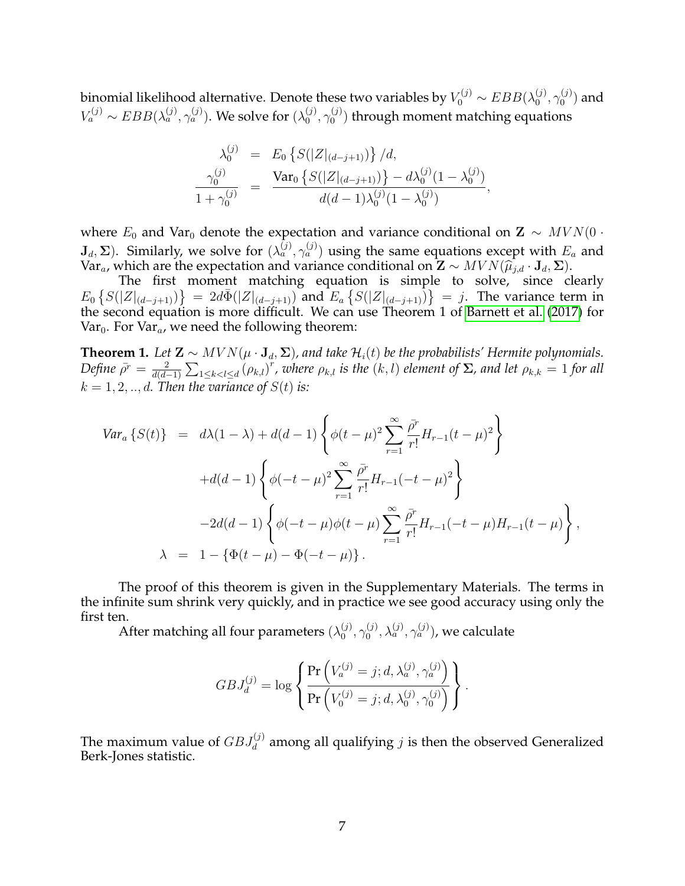binomial likelihood alternative. Denote these two variables by $V_0^{(j)} \sim EBB(\lambda_0^{(j)}, \gamma_0^{(j)})$ and $V_a^{(j)} \sim EBB(\lambda_a^{(j)}, \gamma_a^{(j)})$. We solve for $(\lambda_0^{(j)}, \gamma_0^{(j)})$ through moment matching equations

$$
\begin{aligned}
\lambda_0^{(j)} &= E_0 \left\{ S(|Z|_{(d-j+1)}) \right\} / d, \\
\frac{\gamma_0^{(j)}}{1+\gamma_0^{(j)}} &= \frac{\text{Var}_0 \left\{ S(|Z|_{(d-j+1)}) \right\} - d\lambda_0^{(j)}(1-\lambda_0^{(j)})}{d(d-1)\lambda_0^{(j)}(1-\lambda_0^{(j)})},
\end{aligned}
$$

where $E_0$ and $\text{Var}_0$ denote the expectation and variance conditional on $\mathbf{Z} \sim MVN(0 \cdot \mathbf{J}_d, \boldsymbol{\Sigma})$. Similarly, we solve for $(\lambda_a^{(j)}, \gamma_a^{(j)})$ using the same equations except with $E_a$ and $\text{Var}_a$, which are the expectation and variance conditional on $\mathbf{Z} \sim MVN(\widehat{\mu}_{j,d} \cdot \mathbf{J}_d, \boldsymbol{\Sigma})$.

The first moment matching equation is simple to solve, since clearly $E_0 \left\{ S(|Z|_{(d-j+1)}) \right\} = 2d\bar{\Phi}(|Z|_{(d-j+1)})$ and $E_a \left\{ S(|Z|_{(d-j+1)}) \right\} = j$. The variance term in the second equation is more difficult. We can use Theorem 1 of Barnett et al. (2017) for $\text{Var}_0$. For $\text{Var}_a$, we need the following theorem:

**Theorem 1.** *Let $\mathbf{Z} \sim MVN(\mu \cdot \mathbf{J}_d, \boldsymbol{\Sigma})$, and take $\mathcal{H}_i(t)$ be the probabilists' Hermite polynomials. Define $\bar{\rho^r} = \frac{2}{d(d-1)} \sum_{1 \le k < l \le d} (\rho_{k,l})^r$, where $\rho_{k,l}$ is the $(k,l)$ element of $\boldsymbol{\Sigma}$, and let $\rho_{k,k} = 1$ for all $k = 1, 2, .., d$. Then the variance of $S(t)$ is:*

$$
\begin{aligned}
\text{Var}_a \left\{ S(t) \right\} &= d\lambda(1-\lambda) + d(d-1) \left\{ \phi(t-\mu)^2 \sum_{r=1}^{\infty} \frac{\bar{\rho^r}}{r!} H_{r-1}(t-\mu)^2 \right\} \\
&\quad + d(d-1) \left\{ \phi(-t-\mu)^2 \sum_{r=1}^{\infty} \frac{\bar{\rho^r}}{r!} H_{r-1}(-t-\mu)^2 \right\} \\
&\quad - 2d(d-1) \left\{ \phi(-t-\mu)\phi(t-\mu) \sum_{r=1}^{\infty} \frac{\bar{\rho^r}}{r!} H_{r-1}(-t-\mu) H_{r-1}(t-\mu) \right\}, \\
\lambda &= 1 - \left\{ \Phi(t-\mu) - \Phi(-t-\mu) \right\}.
\end{aligned}
$$

The proof of this theorem is given in the Supplementary Materials. The terms in the infinite sum shrink very quickly, and in practice we see good accuracy using only the first ten.

After matching all four parameters $(\lambda_0^{(j)}, \gamma_0^{(j)}, \lambda_a^{(j)}, \gamma_a^{(j)})$, we calculate

$$
GBJ_d^{(j)} = \log \left\{ \frac{\Pr\left( V_a^{(j)} = j; d, \lambda_a^{(j)}, \gamma_a^{(j)} \right)}{\Pr\left( V_0^{(j)} = j; d, \lambda_0^{(j)}, \gamma_0^{(j)} \right)} \right\}.
$$

The maximum value of $GBJ_d^{(j)}$ among all qualifying $j$ is then the observed Generalized Berk-Jones statistic.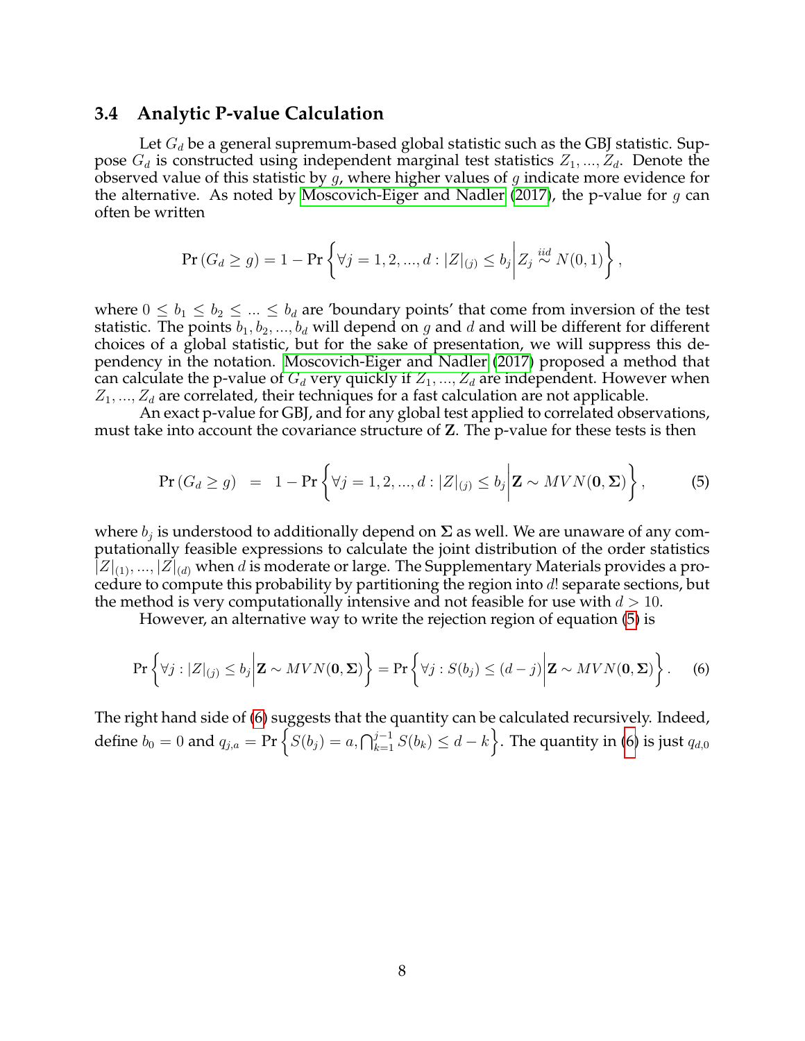### 3.4 Analytic P-value Calculation

Let $G_d$ be a general supremum-based global statistic such as the GBJ statistic. Suppose $G_d$ is constructed using independent marginal test statistics $Z_1, ..., Z_d$. Denote the observed value of this statistic by $g$, where higher values of $g$ indicate more evidence for the alternative. As noted by Moscovich-Eiger and Nadler (2017), the p-value for $g$ can often be written

$$\Pr\left(G_d \geq g\right) = 1 - \Pr\left\{\forall j = 1, 2, ..., d : |Z|_{(j)} \leq b_j \middle| Z_j \overset{iid}{\sim} N(0, 1)\right\},$$

where $0 \leq b_1 \leq b_2 \leq ... \leq b_d$ are 'boundary points' that come from inversion of the test statistic. The points $b_1, b_2, ..., b_d$ will depend on $g$ and $d$ and will be different for different choices of a global statistic, but for the sake of presentation, we will suppress this dependency in the notation. Moscovich-Eiger and Nadler (2017) proposed a method that can calculate the p-value of $G_d$ very quickly if $Z_1, ..., Z_d$ are independent. However when $Z_1, ..., Z_d$ are correlated, their techniques for a fast calculation are not applicable.

An exact p-value for GBJ, and for any global test applied to correlated observations, must take into account the covariance structure of $\mathbf{Z}$. The p-value for these tests is then

$$\Pr\left(G_d \geq g\right) \;\;=\;\; 1 - \Pr\left\{\forall j = 1, 2, ..., d : |Z|_{(j)} \leq b_j \middle| \mathbf{Z} \sim MVN(\mathbf{0}, \mathbf{\Sigma})\right\}, \tag{5}$$

where $b_j$ is understood to additionally depend on $\mathbf{\Sigma}$ as well. We are unaware of any computationally feasible expressions to calculate the joint distribution of the order statistics $|Z|_{(1)}, ..., |Z|_{(d)}$ when $d$ is moderate or large. The Supplementary Materials provides a procedure to compute this probability by partitioning the region into $d!$ separate sections, but the method is very computationally intensive and not feasible for use with $d > 10$.

However, an alternative way to write the rejection region of equation (5) is

$$\Pr\left\{\forall j : |Z|_{(j)} \leq b_j \middle| \mathbf{Z} \sim MVN(\mathbf{0}, \mathbf{\Sigma})\right\} = \Pr\left\{\forall j : S(b_j) \leq (d - j) \middle| \mathbf{Z} \sim MVN(\mathbf{0}, \mathbf{\Sigma})\right\}. \tag{6}$$

The right hand side of (6) suggests that the quantity can be calculated recursively. Indeed, define $b_0 = 0$ and $q_{j,a} = \Pr\left\{S(b_j) = a, \bigcap_{k=1}^{j-1} S(b_k) \leq d - k\right\}$. The quantity in (6) is just $q_{d,0}$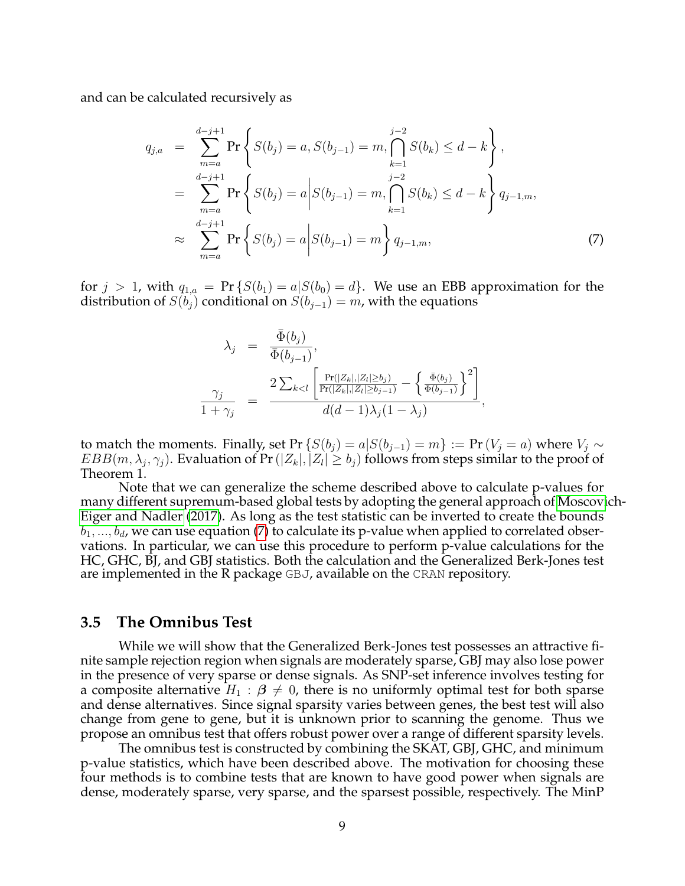and can be calculated recursively as

$$
\begin{aligned}
q_{j,a} &= \sum_{m=a}^{d-j+1} \Pr\left\{ S(b_j) = a, S(b_{j-1}) = m, \bigcap_{k=1}^{j-2} S(b_k) \leq d-k \right\}, \\
&= \sum_{m=a}^{d-j+1} \Pr\left\{ S(b_j) = a \middle| S(b_{j-1}) = m, \bigcap_{k=1}^{j-2} S(b_k) \leq d-k \right\} q_{j-1,m}, \\
&\approx \sum_{m=a}^{d-j+1} \Pr\left\{ S(b_j) = a \middle| S(b_{j-1}) = m \right\} q_{j-1,m}, \qquad (7)
\end{aligned}
$$

for $j > 1$, with $q_{1,a} = \Pr\{S(b_1) = a | S(b_0) = d\}$. We use an EBB approximation for the distribution of $S(b_j)$ conditional on $S(b_{j-1}) = m$, with the equations

$$
\begin{aligned}
\lambda_j &= \frac{\bar{\Phi}(b_j)}{\bar{\Phi}(b_{j-1})}, \\
\frac{\gamma_j}{1+\gamma_j} &= \frac{2\sum_{k<l}\left[\frac{\Pr(|Z_k|,|Z_l| \geq b_j)}{\Pr(|Z_k|,|Z_l| \geq b_{j-1})} - \left\{\frac{\bar{\Phi}(b_j)}{\bar{\Phi}(b_{j-1})}\right\}^2\right]}{d(d-1)\lambda_j(1-\lambda_j)},
\end{aligned}
$$

to match the moments. Finally, set $\Pr\{S(b_j) = a | S(b_{j-1}) = m\} := \Pr(V_j = a)$ where $V_j \sim EBB(m, \lambda_j, \gamma_j)$. Evaluation of $\Pr(|Z_k|, |Z_l| \geq b_j)$ follows from steps similar to the proof of Theorem 1.

Note that we can generalize the scheme described above to calculate p-values for many different supremum-based global tests by adopting the general approach of Moscovich-Eiger and Nadler (2017). As long as the test statistic can be inverted to create the bounds $b_1, ..., b_d$, we can use equation (7) to calculate its p-value when applied to correlated observations. In particular, we can use this procedure to perform p-value calculations for the HC, GHC, BJ, and GBJ statistics. Both the calculation and the Generalized Berk-Jones test are implemented in the R package GBJ, available on the CRAN repository.

## 3.5 The Omnibus Test

While we will show that the Generalized Berk-Jones test possesses an attractive finite sample rejection region when signals are moderately sparse, GBJ may also lose power in the presence of very sparse or dense signals. As SNP-set inference involves testing for a composite alternative $H_1 : \boldsymbol{\beta} \neq 0$, there is no uniformly optimal test for both sparse and dense alternatives. Since signal sparsity varies between genes, the best test will also change from gene to gene, but it is unknown prior to scanning the genome. Thus we propose an omnibus test that offers robust power over a range of different sparsity levels.

The omnibus test is constructed by combining the SKAT, GBJ, GHC, and minimum p-value statistics, which have been described above. The motivation for choosing these four methods is to combine tests that are known to have good power when signals are dense, moderately sparse, very sparse, and the sparsest possible, respectively. The MinP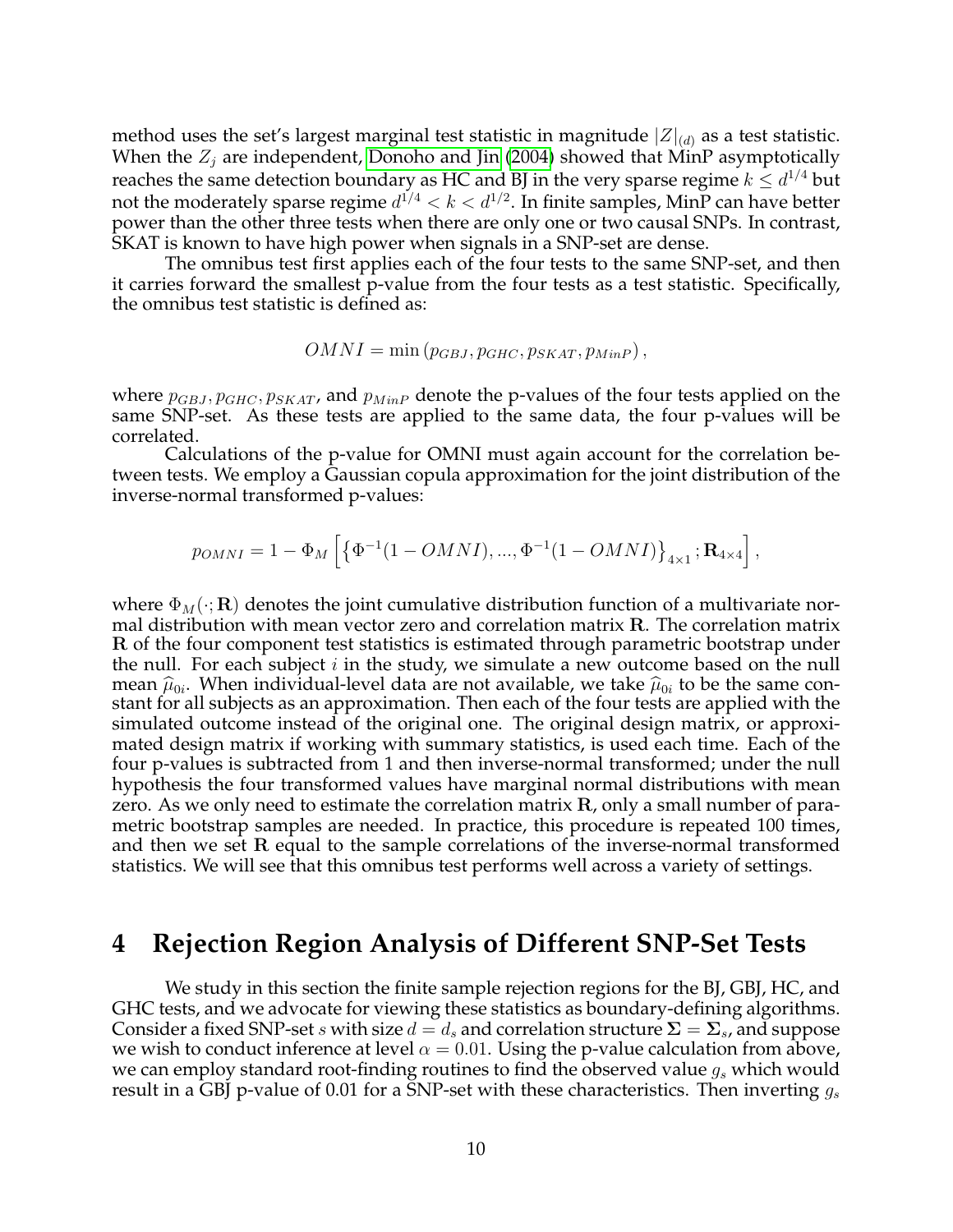method uses the set's largest marginal test statistic in magnitude $|Z|_{(d)}$ as a test statistic. When the $Z_j$ are independent, Donoho and Jin (2004) showed that MinP asymptotically reaches the same detection boundary as HC and BJ in the very sparse regime $k \leq d^{1/4}$ but not the moderately sparse regime $d^{1/4} < k < d^{1/2}$. In finite samples, MinP can have better power than the other three tests when there are only one or two causal SNPs. In contrast, SKAT is known to have high power when signals in a SNP-set are dense.

The omnibus test first applies each of the four tests to the same SNP-set, and then it carries forward the smallest p-value from the four tests as a test statistic. Specifically, the omnibus test statistic is defined as:

$$OMNI = \min \left( p_{GBJ}, p_{GHC}, p_{SKAT}, p_{MinP} \right),$$

where $p_{GBJ}, p_{GHC}, p_{SKAT}$, and $p_{MinP}$ denote the p-values of the four tests applied on the same SNP-set. As these tests are applied to the same data, the four p-values will be correlated.

Calculations of the p-value for OMNI must again account for the correlation between tests. We employ a Gaussian copula approximation for the joint distribution of the inverse-normal transformed p-values:

$$p_{OMNI} = 1 - \Phi_M \left[ \left\{ \Phi^{-1}(1 - OMNI), ..., \Phi^{-1}(1 - OMNI) \right\}_{4 \times 1} ; \mathbf{R}_{4 \times 4} \right],$$

where $\Phi_M(\cdot; \mathbf{R})$ denotes the joint cumulative distribution function of a multivariate normal distribution with mean vector zero and correlation matrix $\mathbf{R}$. The correlation matrix $\mathbf{R}$ of the four component test statistics is estimated through parametric bootstrap under the null. For each subject $i$ in the study, we simulate a new outcome based on the null mean $\widehat{\mu}_{0i}$. When individual-level data are not available, we take $\widehat{\mu}_{0i}$ to be the same constant for all subjects as an approximation. Then each of the four tests are applied with the simulated outcome instead of the original one. The original design matrix, or approximated design matrix if working with summary statistics, is used each time. Each of the four p-values is subtracted from 1 and then inverse-normal transformed; under the null hypothesis the four transformed values have marginal normal distributions with mean zero. As we only need to estimate the correlation matrix $\mathbf{R}$, only a small number of parametric bootstrap samples are needed. In practice, this procedure is repeated 100 times, and then we set $\mathbf{R}$ equal to the sample correlations of the inverse-normal transformed statistics. We will see that this omnibus test performs well across a variety of settings.

# 4 Rejection Region Analysis of Different SNP-Set Tests

We study in this section the finite sample rejection regions for the BJ, GBJ, HC, and GHC tests, and we advocate for viewing these statistics as boundary-defining algorithms. Consider a fixed SNP-set $s$ with size $d = d_s$ and correlation structure $\mathbf{\Sigma} = \mathbf{\Sigma}_s$, and suppose we wish to conduct inference at level $\alpha = 0.01$. Using the p-value calculation from above, we can employ standard root-finding routines to find the observed value $g_s$ which would result in a GBJ p-value of 0.01 for a SNP-set with these characteristics. Then inverting $g_s$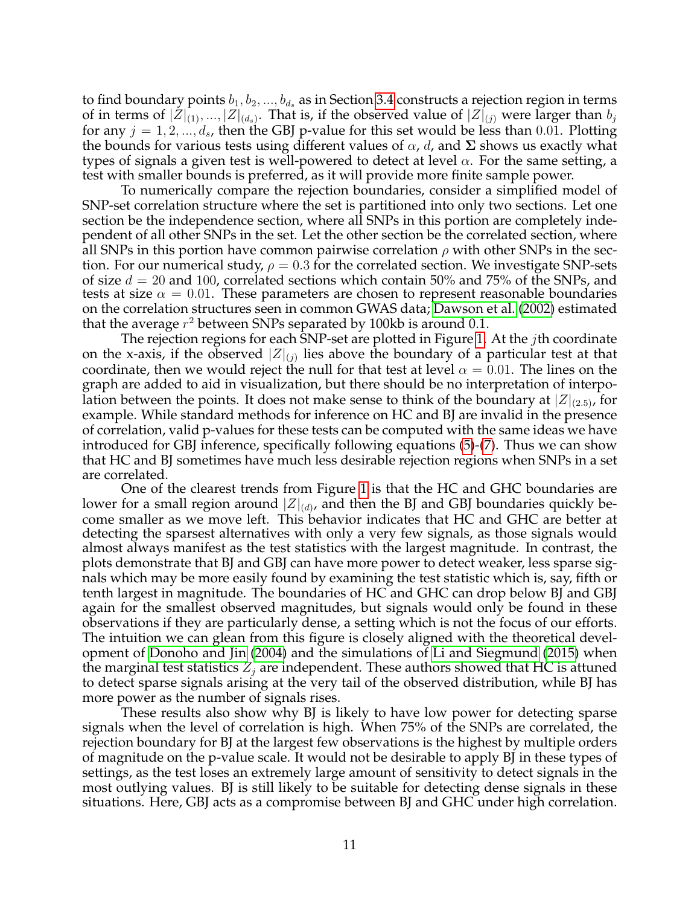to find boundary points $b_1, b_2, ..., b_{d_s}$ as in Section 3.4 constructs a rejection region in terms of in terms of $|Z|_{(1)}, ..., |Z|_{(d_s)}$. That is, if the observed value of $|Z|_{(j)}$ were larger than $b_j$ for any $j = 1, 2, ..., d_s$, then the GBJ p-value for this set would be less than $0.01$. Plotting the bounds for various tests using different values of $\alpha$, $d$, and $\mathbf{\Sigma}$ shows us exactly what types of signals a given test is well-powered to detect at level $\alpha$. For the same setting, a test with smaller bounds is preferred, as it will provide more finite sample power.

To numerically compare the rejection boundaries, consider a simplified model of SNP-set correlation structure where the set is partitioned into only two sections. Let one section be the independence section, where all SNPs in this portion are completely independent of all other SNPs in the set. Let the other section be the correlated section, where all SNPs in this portion have common pairwise correlation $\rho$ with other SNPs in the section. For our numerical study, $\rho = 0.3$ for the correlated section. We investigate SNP-sets of size $d = 20$ and $100$, correlated sections which contain 50% and 75% of the SNPs, and tests at size $\alpha = 0.01$. These parameters are chosen to represent reasonable boundaries on the correlation structures seen in common GWAS data; Dawson et al. (2002) estimated that the average $r^2$ between SNPs separated by 100kb is around 0.1.

The rejection regions for each SNP-set are plotted in Figure 1. At the $j$th coordinate on the x-axis, if the observed $|Z|_{(j)}$ lies above the boundary of a particular test at that coordinate, then we would reject the null for that test at level $\alpha = 0.01$. The lines on the graph are added to aid in visualization, but there should be no interpretation of interpolation between the points. It does not make sense to think of the boundary at $|Z|_{(2.5)}$, for example. While standard methods for inference on HC and BJ are invalid in the presence of correlation, valid p-values for these tests can be computed with the same ideas we have introduced for GBJ inference, specifically following equations (5)-(7). Thus we can show that HC and BJ sometimes have much less desirable rejection regions when SNPs in a set are correlated.

One of the clearest trends from Figure 1 is that the HC and GHC boundaries are lower for a small region around $|Z|_{(d)}$, and then the BJ and GBJ boundaries quickly become smaller as we move left. This behavior indicates that HC and GHC are better at detecting the sparsest alternatives with only a very few signals, as those signals would almost always manifest as the test statistics with the largest magnitude. In contrast, the plots demonstrate that BJ and GBJ can have more power to detect weaker, less sparse signals which may be more easily found by examining the test statistic which is, say, fifth or tenth largest in magnitude. The boundaries of HC and GHC can drop below BJ and GBJ again for the smallest observed magnitudes, but signals would only be found in these observations if they are particularly dense, a setting which is not the focus of our efforts. The intuition we can glean from this figure is closely aligned with the theoretical development of Donoho and Jin (2004) and the simulations of Li and Siegmund (2015) when the marginal test statistics $Z_j$ are independent. These authors showed that HC is attuned to detect sparse signals arising at the very tail of the observed distribution, while BJ has more power as the number of signals rises.

These results also show why BJ is likely to have low power for detecting sparse signals when the level of correlation is high. When 75% of the SNPs are correlated, the rejection boundary for BJ at the largest few observations is the highest by multiple orders of magnitude on the p-value scale. It would not be desirable to apply BJ in these types of settings, as the test loses an extremely large amount of sensitivity to detect signals in the most outlying values. BJ is still likely to be suitable for detecting dense signals in these situations. Here, GBJ acts as a compromise between BJ and GHC under high correlation.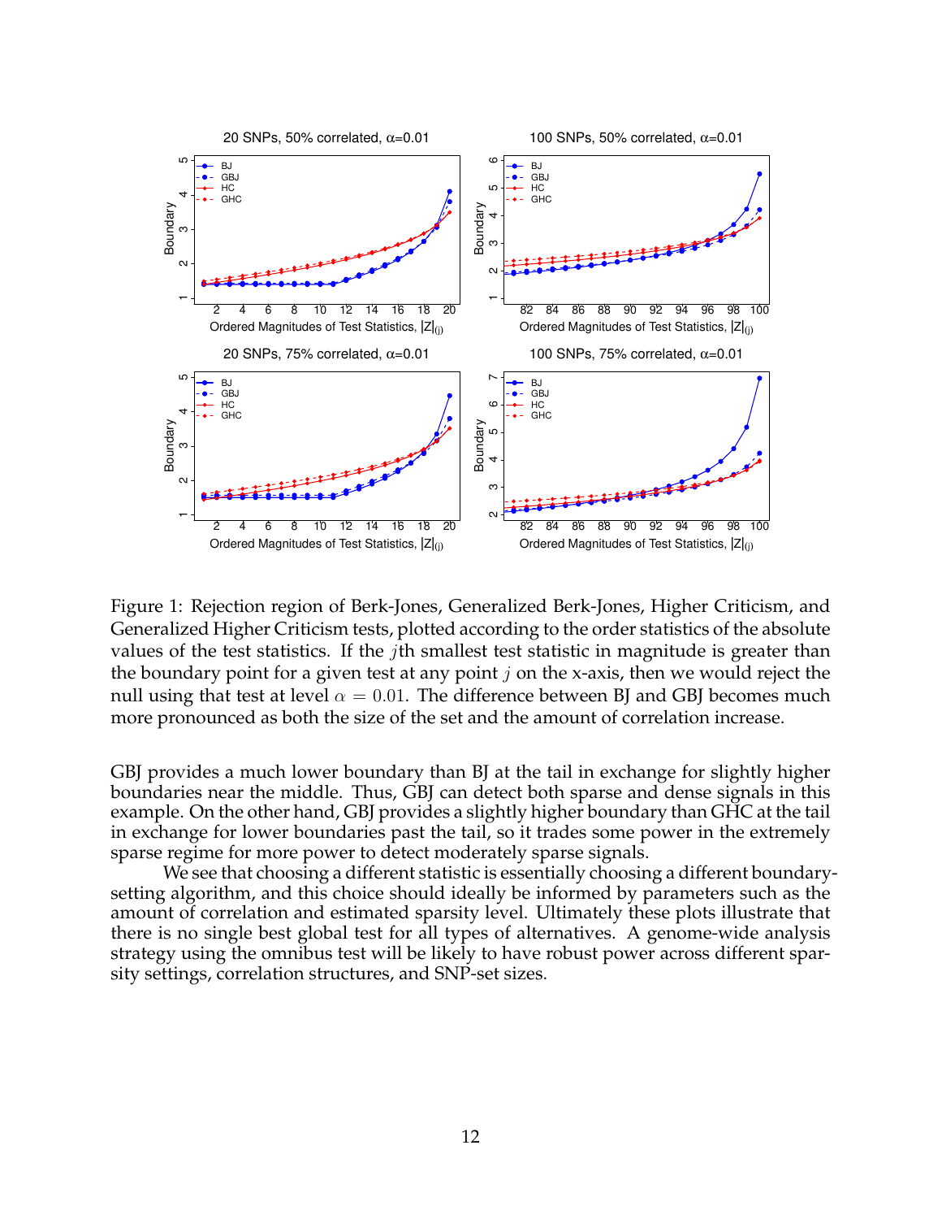Figure 1: Rejection region of Berk-Jones, Generalized Berk-Jones, Higher Criticism, and Generalized Higher Criticism tests, plotted according to the order statistics of the absolute values of the test statistics. If the $j$th smallest test statistic in magnitude is greater than the boundary point for a given test at any point $j$ on the x-axis, then we would reject the null using that test at level $\alpha = 0.01$. The difference between BJ and GBJ becomes much more pronounced as both the size of the set and the amount of correlation increase.

GBJ provides a much lower boundary than BJ at the tail in exchange for slightly higher boundaries near the middle. Thus, GBJ can detect both sparse and dense signals in this example. On the other hand, GBJ provides a slightly higher boundary than GHC at the tail in exchange for lower boundaries past the tail, so it trades some power in the extremely sparse regime for more power to detect moderately sparse signals.

We see that choosing a different statistic is essentially choosing a different boundary-setting algorithm, and this choice should ideally be informed by parameters such as the amount of correlation and estimated sparsity level. Ultimately these plots illustrate that there is no single best global test for all types of alternatives. A genome-wide analysis strategy using the omnibus test will be likely to have robust power across different sparsity settings, correlation structures, and SNP-set sizes.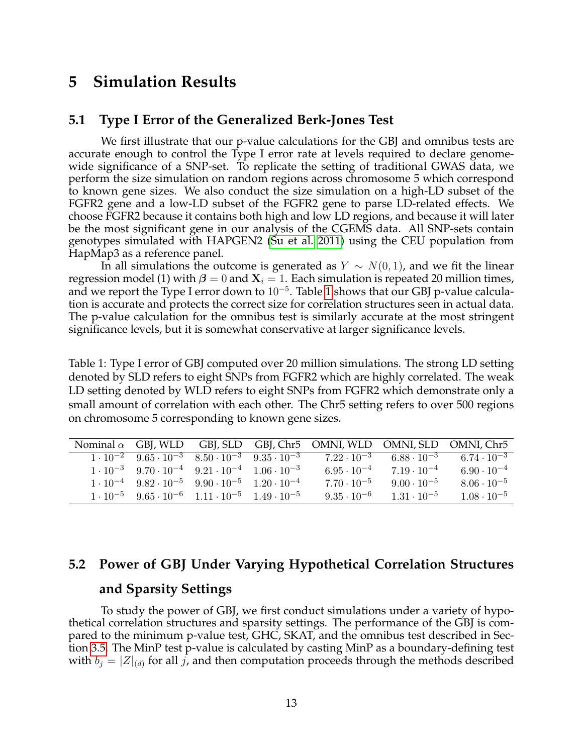# 5 Simulation Results

## 5.1 Type I Error of the Generalized Berk-Jones Test

We first illustrate that our p-value calculations for the GBJ and omnibus tests are accurate enough to control the Type I error rate at levels required to declare genome-wide significance of a SNP-set. To replicate the setting of traditional GWAS data, we perform the size simulation on random regions across chromosome 5 which correspond to known gene sizes. We also conduct the size simulation on a high-LD subset of the FGFR2 gene and a low-LD subset of the FGFR2 gene to parse LD-related effects. We choose FGFR2 because it contains both high and low LD regions, and because it will later be the most significant gene in our analysis of the CGEMS data. All SNP-sets contain genotypes simulated with HAPGEN2 (Su et al. 2011) using the CEU population from HapMap3 as a reference panel.

In all simulations the outcome is generated as $Y \sim N(0,1)$, and we fit the linear regression model (1) with $\boldsymbol{\beta} = 0$ and $\mathbf{X}_i = 1$. Each simulation is repeated 20 million times, and we report the Type I error down to $10^{-5}$. Table 1 shows that our GBJ p-value calculation is accurate and protects the correct size for correlation structures seen in actual data. The p-value calculation for the omnibus test is similarly accurate at the most stringent significance levels, but it is somewhat conservative at larger significance levels.

Table 1: Type I error of GBJ computed over 20 million simulations. The strong LD setting denoted by SLD refers to eight SNPs from FGFR2 which are highly correlated. The weak LD setting denoted by WLD refers to eight SNPs from FGFR2 which demonstrate only a small amount of correlation with each other. The Chr5 setting refers to over 500 regions on chromosome 5 corresponding to known gene sizes.

| Nominal $\alpha$ | GBJ, WLD | GBJ, SLD | GBJ, Chr5 | OMNI, WLD | OMNI, SLD | OMNI, Chr5 |
|---|---|---|---|---|---|---|
| $1 \cdot 10^{-2}$ | $9.65 \cdot 10^{-3}$ | $8.50 \cdot 10^{-3}$ | $9.35 \cdot 10^{-3}$ | $7.22 \cdot 10^{-3}$ | $6.88 \cdot 10^{-3}$ | $6.74 \cdot 10^{-3}$ |
| $1 \cdot 10^{-3}$ | $9.70 \cdot 10^{-4}$ | $9.21 \cdot 10^{-4}$ | $1.06 \cdot 10^{-3}$ | $6.95 \cdot 10^{-4}$ | $7.19 \cdot 10^{-4}$ | $6.90 \cdot 10^{-4}$ |
| $1 \cdot 10^{-4}$ | $9.82 \cdot 10^{-5}$ | $9.90 \cdot 10^{-5}$ | $1.20 \cdot 10^{-4}$ | $7.70 \cdot 10^{-5}$ | $9.00 \cdot 10^{-5}$ | $8.06 \cdot 10^{-5}$ |
| $1 \cdot 10^{-5}$ | $9.65 \cdot 10^{-6}$ | $1.11 \cdot 10^{-5}$ | $1.49 \cdot 10^{-5}$ | $9.35 \cdot 10^{-6}$ | $1.31 \cdot 10^{-5}$ | $1.08 \cdot 10^{-5}$ |

## 5.2 Power of GBJ Under Varying Hypothetical Correlation Structures and Sparsity Settings

To study the power of GBJ, we first conduct simulations under a variety of hypothetical correlation structures and sparsity settings. The performance of the GBJ is compared to the minimum p-value test, GHC, SKAT, and the omnibus test described in Section 3.5. The MinP test p-value is calculated by casting MinP as a boundary-defining test with $b_j = |Z|_{(d)}$ for all $j$, and then computation proceeds through the methods described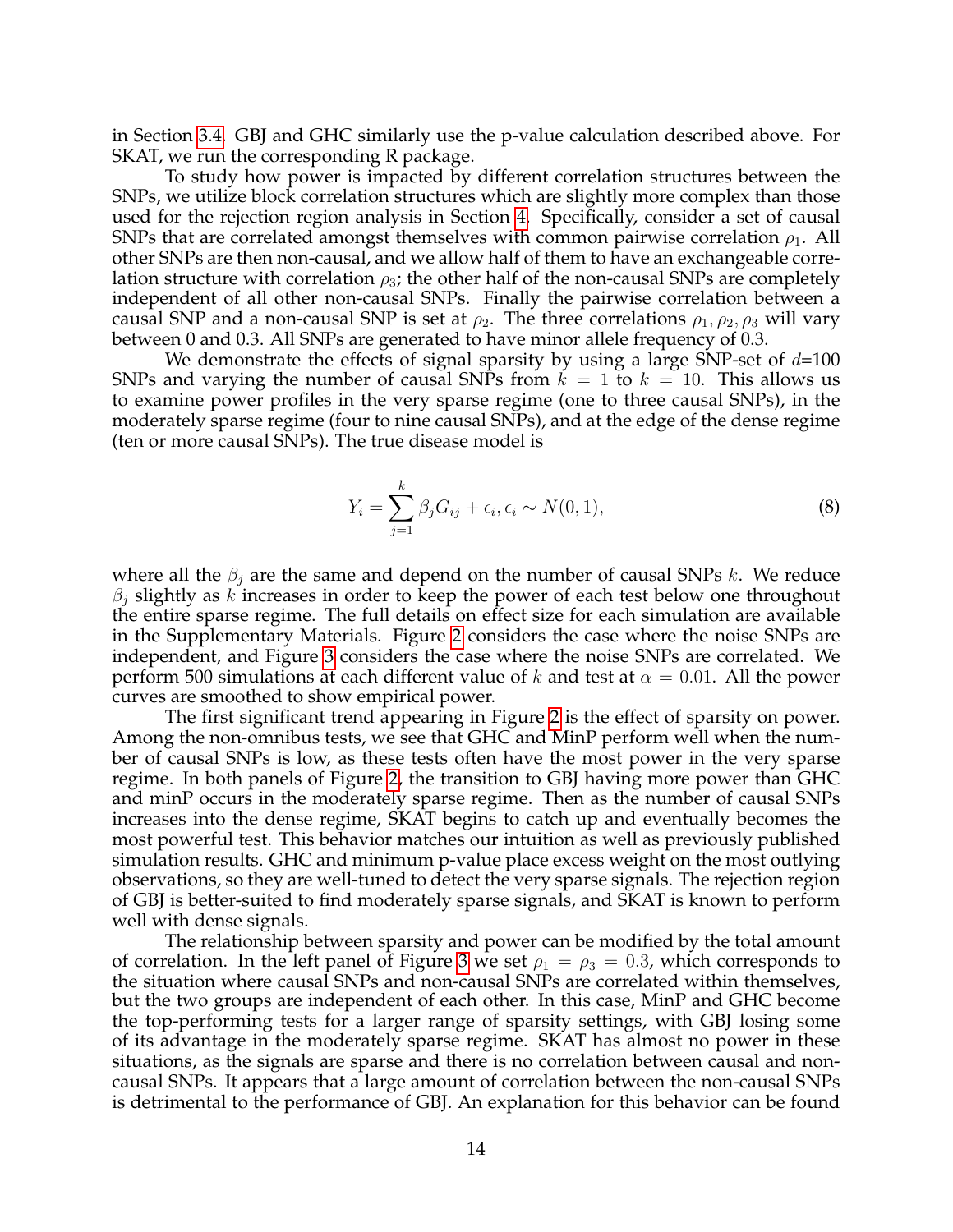in Section 3.4. GBJ and GHC similarly use the p-value calculation described above. For SKAT, we run the corresponding R package.

To study how power is impacted by different correlation structures between the SNPs, we utilize block correlation structures which are slightly more complex than those used for the rejection region analysis in Section 4. Specifically, consider a set of causal SNPs that are correlated amongst themselves with common pairwise correlation $\rho_1$. All other SNPs are then non-causal, and we allow half of them to have an exchangeable correlation structure with correlation $\rho_3$; the other half of the non-causal SNPs are completely independent of all other non-causal SNPs. Finally the pairwise correlation between a causal SNP and a non-causal SNP is set at $\rho_2$. The three correlations $\rho_1, \rho_2, \rho_3$ will vary between 0 and 0.3. All SNPs are generated to have minor allele frequency of 0.3.

We demonstrate the effects of signal sparsity by using a large SNP-set of $d$=100 SNPs and varying the number of causal SNPs from $k = 1$ to $k = 10$. This allows us to examine power profiles in the very sparse regime (one to three causal SNPs), in the moderately sparse regime (four to nine causal SNPs), and at the edge of the dense regime (ten or more causal SNPs). The true disease model is

$$Y_i = \sum_{j=1}^{k} \beta_j G_{ij} + \epsilon_i, \epsilon_i \sim N(0, 1), \tag{8}$$

where all the $\beta_j$ are the same and depend on the number of causal SNPs $k$. We reduce $\beta_j$ slightly as $k$ increases in order to keep the power of each test below one throughout the entire sparse regime. The full details on effect size for each simulation are available in the Supplementary Materials. Figure 2 considers the case where the noise SNPs are independent, and Figure 3 considers the case where the noise SNPs are correlated. We perform 500 simulations at each different value of $k$ and test at $\alpha = 0.01$. All the power curves are smoothed to show empirical power.

The first significant trend appearing in Figure 2 is the effect of sparsity on power. Among the non-omnibus tests, we see that GHC and MinP perform well when the number of causal SNPs is low, as these tests often have the most power in the very sparse regime. In both panels of Figure 2, the transition to GBJ having more power than GHC and minP occurs in the moderately sparse regime. Then as the number of causal SNPs increases into the dense regime, SKAT begins to catch up and eventually becomes the most powerful test. This behavior matches our intuition as well as previously published simulation results. GHC and minimum p-value place excess weight on the most outlying observations, so they are well-tuned to detect the very sparse signals. The rejection region of GBJ is better-suited to find moderately sparse signals, and SKAT is known to perform well with dense signals.

The relationship between sparsity and power can be modified by the total amount of correlation. In the left panel of Figure 3 we set $\rho_1 = \rho_3 = 0.3$, which corresponds to the situation where causal SNPs and non-causal SNPs are correlated within themselves, but the two groups are independent of each other. In this case, MinP and GHC become the top-performing tests for a larger range of sparsity settings, with GBJ losing some of its advantage in the moderately sparse regime. SKAT has almost no power in these situations, as the signals are sparse and there is no correlation between causal and non-causal SNPs. It appears that a large amount of correlation between the non-causal SNPs is detrimental to the performance of GBJ. An explanation for this behavior can be found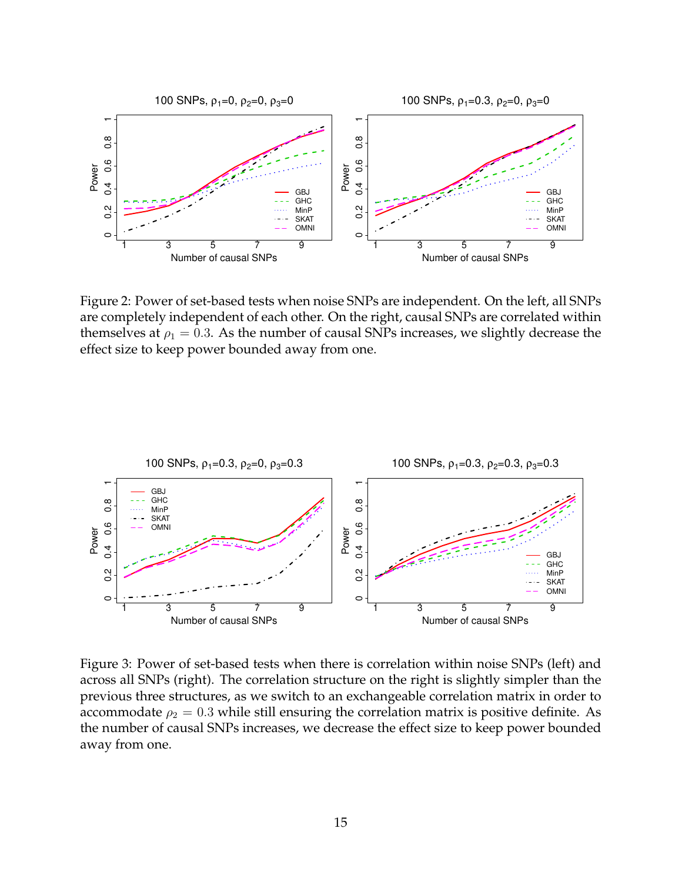Figure 2: Power of set-based tests when noise SNPs are independent. On the left, all SNPs are completely independent of each other. On the right, causal SNPs are correlated within themselves at $\rho_1 = 0.3$. As the number of causal SNPs increases, we slightly decrease the effect size to keep power bounded away from one.

Figure 3: Power of set-based tests when there is correlation within noise SNPs (left) and across all SNPs (right). The correlation structure on the right is slightly simpler than the previous three structures, as we switch to an exchangeable correlation matrix in order to accommodate $\rho_2 = 0.3$ while still ensuring the correlation matrix is positive definite. As the number of causal SNPs increases, we decrease the effect size to keep power bounded away from one.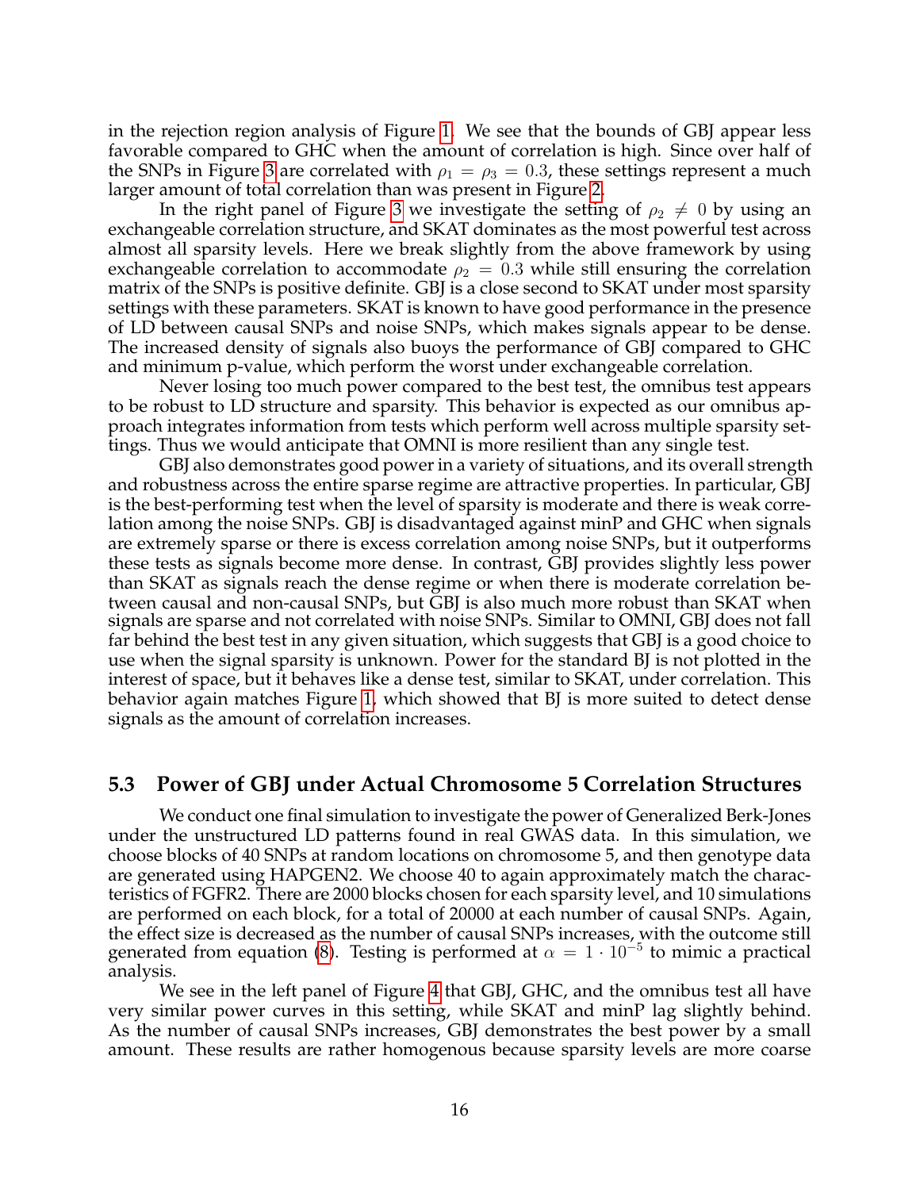in the rejection region analysis of Figure 1. We see that the bounds of GBJ appear less favorable compared to GHC when the amount of correlation is high. Since over half of the SNPs in Figure 3 are correlated with $\rho_1 = \rho_3 = 0.3$, these settings represent a much larger amount of total correlation than was present in Figure 2.

In the right panel of Figure 3 we investigate the setting of $\rho_2 \neq 0$ by using an exchangeable correlation structure, and SKAT dominates as the most powerful test across almost all sparsity levels. Here we break slightly from the above framework by using exchangeable correlation to accommodate $\rho_2 = 0.3$ while still ensuring the correlation matrix of the SNPs is positive definite. GBJ is a close second to SKAT under most sparsity settings with these parameters. SKAT is known to have good performance in the presence of LD between causal SNPs and noise SNPs, which makes signals appear to be dense. The increased density of signals also buoys the performance of GBJ compared to GHC and minimum p-value, which perform the worst under exchangeable correlation.

Never losing too much power compared to the best test, the omnibus test appears to be robust to LD structure and sparsity. This behavior is expected as our omnibus approach integrates information from tests which perform well across multiple sparsity settings. Thus we would anticipate that OMNI is more resilient than any single test.

GBJ also demonstrates good power in a variety of situations, and its overall strength and robustness across the entire sparse regime are attractive properties. In particular, GBJ is the best-performing test when the level of sparsity is moderate and there is weak correlation among the noise SNPs. GBJ is disadvantaged against minP and GHC when signals are extremely sparse or there is excess correlation among noise SNPs, but it outperforms these tests as signals become more dense. In contrast, GBJ provides slightly less power than SKAT as signals reach the dense regime or when there is moderate correlation between causal and non-causal SNPs, but GBJ is also much more robust than SKAT when signals are sparse and not correlated with noise SNPs. Similar to OMNI, GBJ does not fall far behind the best test in any given situation, which suggests that GBJ is a good choice to use when the signal sparsity is unknown. Power for the standard BJ is not plotted in the interest of space, but it behaves like a dense test, similar to SKAT, under correlation. This behavior again matches Figure 1, which showed that BJ is more suited to detect dense signals as the amount of correlation increases.

### 5.3 Power of GBJ under Actual Chromosome 5 Correlation Structures

We conduct one final simulation to investigate the power of Generalized Berk-Jones under the unstructured LD patterns found in real GWAS data. In this simulation, we choose blocks of 40 SNPs at random locations on chromosome 5, and then genotype data are generated using HAPGEN2. We choose 40 to again approximately match the characteristics of FGFR2. There are 2000 blocks chosen for each sparsity level, and 10 simulations are performed on each block, for a total of 20000 at each number of causal SNPs. Again, the effect size is decreased as the number of causal SNPs increases, with the outcome still generated from equation (8). Testing is performed at $\alpha = 1 \cdot 10^{-5}$ to mimic a practical analysis.

We see in the left panel of Figure 4 that GBJ, GHC, and the omnibus test all have very similar power curves in this setting, while SKAT and minP lag slightly behind. As the number of causal SNPs increases, GBJ demonstrates the best power by a small amount. These results are rather homogenous because sparsity levels are more coarse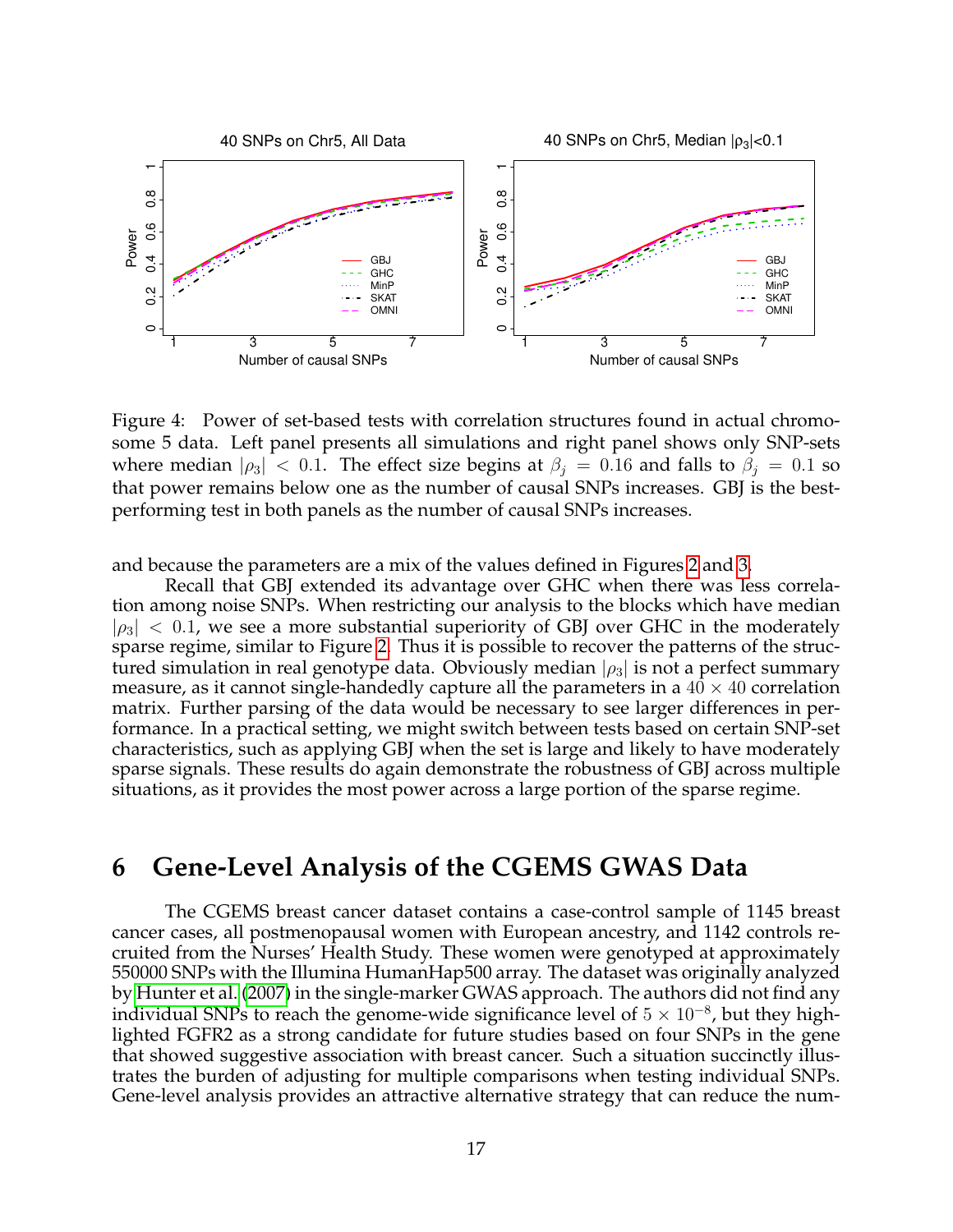Figure 4: Power of set-based tests with correlation structures found in actual chromosome 5 data. Left panel presents all simulations and right panel shows only SNP-sets where median $|\rho_3| < 0.1$. The effect size begins at $\beta_j = 0.16$ and falls to $\beta_j = 0.1$ so that power remains below one as the number of causal SNPs increases. GBJ is the best-performing test in both panels as the number of causal SNPs increases.

and because the parameters are a mix of the values defined in Figures 2 and 3.

Recall that GBJ extended its advantage over GHC when there was less correlation among noise SNPs. When restricting our analysis to the blocks which have median $|\rho_3| < 0.1$, we see a more substantial superiority of GBJ over GHC in the moderately sparse regime, similar to Figure 2. Thus it is possible to recover the patterns of the structured simulation in real genotype data. Obviously median $|\rho_3|$ is not a perfect summary measure, as it cannot single-handedly capture all the parameters in a $40 \times 40$ correlation matrix. Further parsing of the data would be necessary to see larger differences in performance. In a practical setting, we might switch between tests based on certain SNP-set characteristics, such as applying GBJ when the set is large and likely to have moderately sparse signals. These results do again demonstrate the robustness of GBJ across multiple situations, as it provides the most power across a large portion of the sparse regime.

# 6 Gene-Level Analysis of the CGEMS GWAS Data

The CGEMS breast cancer dataset contains a case-control sample of 1145 breast cancer cases, all postmenopausal women with European ancestry, and 1142 controls recruited from the Nurses' Health Study. These women were genotyped at approximately 550000 SNPs with the Illumina HumanHap500 array. The dataset was originally analyzed by Hunter et al. (2007) in the single-marker GWAS approach. The authors did not find any individual SNPs to reach the genome-wide significance level of $5 \times 10^{-8}$, but they highlighted FGFR2 as a strong candidate for future studies based on four SNPs in the gene that showed suggestive association with breast cancer. Such a situation succinctly illustrates the burden of adjusting for multiple comparisons when testing individual SNPs. Gene-level analysis provides an attractive alternative strategy that can reduce the num-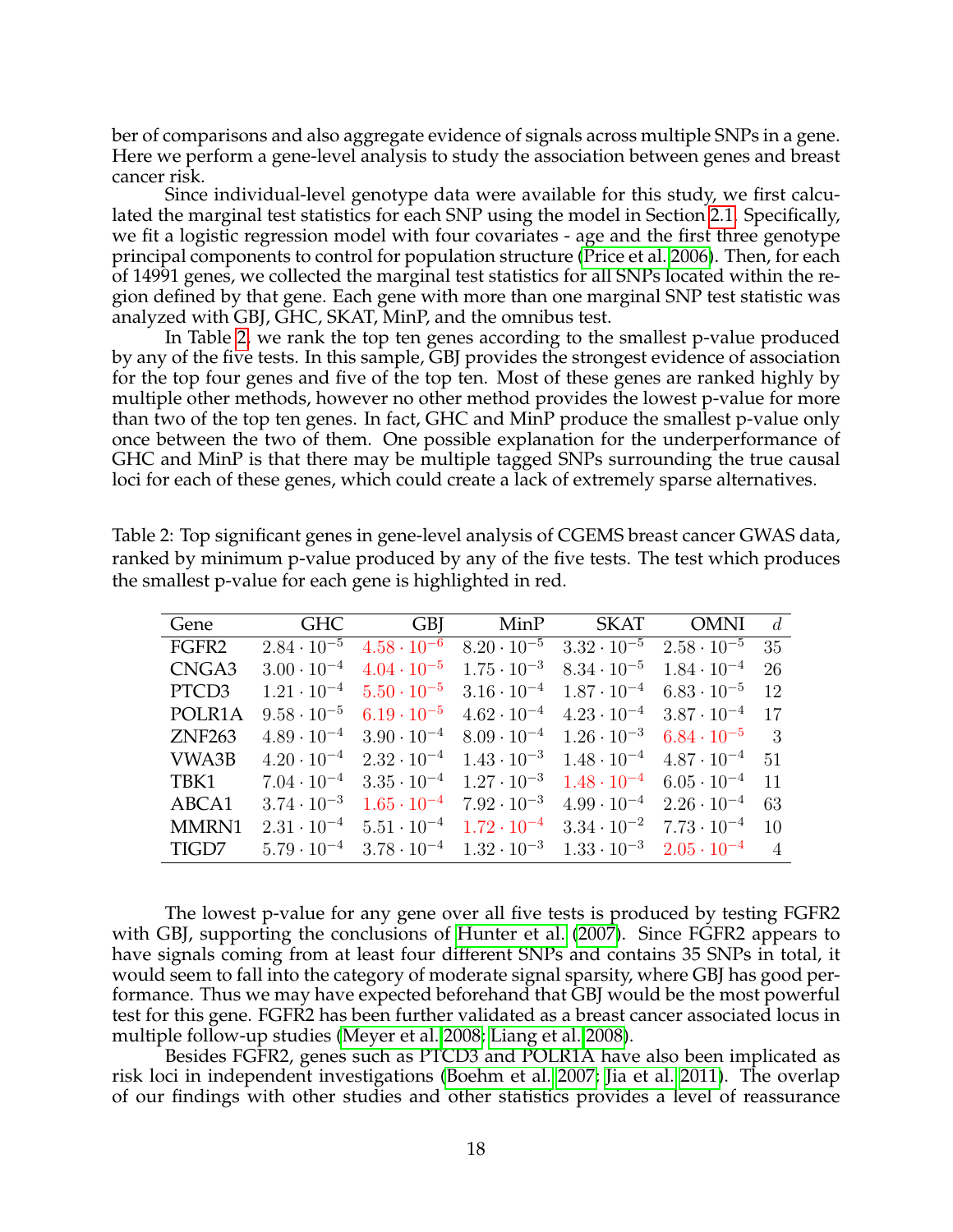ber of comparisons and also aggregate evidence of signals across multiple SNPs in a gene. Here we perform a gene-level analysis to study the association between genes and breast cancer risk.

Since individual-level genotype data were available for this study, we first calculated the marginal test statistics for each SNP using the model in Section 2.1. Specifically, we fit a logistic regression model with four covariates - age and the first three genotype principal components to control for population structure (Price et al. 2006). Then, for each of 14991 genes, we collected the marginal test statistics for all SNPs located within the region defined by that gene. Each gene with more than one marginal SNP test statistic was analyzed with GBJ, GHC, SKAT, MinP, and the omnibus test.

In Table 2, we rank the top ten genes according to the smallest p-value produced by any of the five tests. In this sample, GBJ provides the strongest evidence of association for the top four genes and five of the top ten. Most of these genes are ranked highly by multiple other methods, however no other method provides the lowest p-value for more than two of the top ten genes. In fact, GHC and MinP produce the smallest p-value only once between the two of them. One possible explanation for the underperformance of GHC and MinP is that there may be multiple tagged SNPs surrounding the true causal loci for each of these genes, which could create a lack of extremely sparse alternatives.

Table 2: Top significant genes in gene-level analysis of CGEMS breast cancer GWAS data, ranked by minimum p-value produced by any of the five tests. The test which produces the smallest p-value for each gene is highlighted in red.

| Gene | GHC | GBJ | MinP | SKAT | OMNI | $d$ |
|---|---|---|---|---|---|---|
| FGFR2 | $2.84 \cdot 10^{-5}$ | **$4.58 \cdot 10^{-6}$** | $8.20 \cdot 10^{-5}$ | $3.32 \cdot 10^{-5}$ | $2.58 \cdot 10^{-5}$ | 35 |
| CNGA3 | $3.00 \cdot 10^{-4}$ | **$4.04 \cdot 10^{-5}$** | $1.75 \cdot 10^{-3}$ | $8.34 \cdot 10^{-5}$ | $1.84 \cdot 10^{-4}$ | 26 |
| PTCD3 | $1.21 \cdot 10^{-4}$ | **$5.50 \cdot 10^{-5}$** | $3.16 \cdot 10^{-4}$ | $1.87 \cdot 10^{-4}$ | $6.83 \cdot 10^{-5}$ | 12 |
| POLR1A | $9.58 \cdot 10^{-5}$ | **$6.19 \cdot 10^{-5}$** | $4.62 \cdot 10^{-4}$ | $4.23 \cdot 10^{-4}$ | $3.87 \cdot 10^{-4}$ | 17 |
| ZNF263 | $4.89 \cdot 10^{-4}$ | $3.90 \cdot 10^{-4}$ | $8.09 \cdot 10^{-4}$ | $1.26 \cdot 10^{-3}$ | **$6.84 \cdot 10^{-5}$** | 3 |
| VWA3B | $4.20 \cdot 10^{-4}$ | $2.32 \cdot 10^{-4}$ | $1.43 \cdot 10^{-3}$ | $1.48 \cdot 10^{-4}$ | $4.87 \cdot 10^{-4}$ | 51 |
| TBK1 | $7.04 \cdot 10^{-4}$ | $3.35 \cdot 10^{-4}$ | $1.27 \cdot 10^{-3}$ | **$1.48 \cdot 10^{-4}$** | $6.05 \cdot 10^{-4}$ | 11 |
| ABCA1 | $3.74 \cdot 10^{-3}$ | **$1.65 \cdot 10^{-4}$** | $7.92 \cdot 10^{-3}$ | $4.99 \cdot 10^{-4}$ | $2.26 \cdot 10^{-4}$ | 63 |
| MMRN1 | $2.31 \cdot 10^{-4}$ | $5.51 \cdot 10^{-4}$ | **$1.72 \cdot 10^{-4}$** | $3.34 \cdot 10^{-2}$ | $7.73 \cdot 10^{-4}$ | 10 |
| TIGD7 | $5.79 \cdot 10^{-4}$ | $3.78 \cdot 10^{-4}$ | $1.32 \cdot 10^{-3}$ | $1.33 \cdot 10^{-3}$ | **$2.05 \cdot 10^{-4}$** | 4 |

The lowest p-value for any gene over all five tests is produced by testing FGFR2 with GBJ, supporting the conclusions of Hunter et al. (2007). Since FGFR2 appears to have signals coming from at least four different SNPs and contains 35 SNPs in total, it would seem to fall into the category of moderate signal sparsity, where GBJ has good performance. Thus we may have expected beforehand that GBJ would be the most powerful test for this gene. FGFR2 has been further validated as a breast cancer associated locus in multiple follow-up studies (Meyer et al. 2008; Liang et al. 2008).

Besides FGFR2, genes such as PTCD3 and POLR1A have also been implicated as risk loci in independent investigations (Boehm et al. 2007; Jia et al. 2011). The overlap of our findings with other studies and other statistics provides a level of reassurance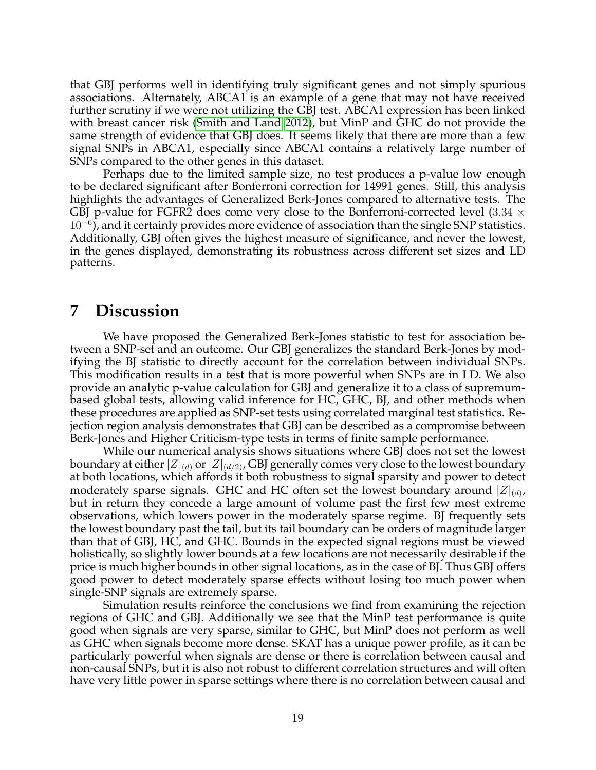that GBJ performs well in identifying truly significant genes and not simply spurious associations. Alternately, ABCA1 is an example of a gene that may not have received further scrutiny if we were not utilizing the GBJ test. ABCA1 expression has been linked with breast cancer risk (Smith and Land 2012), but MinP and GHC do not provide the same strength of evidence that GBJ does. It seems likely that there are more than a few signal SNPs in ABCA1, especially since ABCA1 contains a relatively large number of SNPs compared to the other genes in this dataset.

Perhaps due to the limited sample size, no test produces a p-value low enough to be declared significant after Bonferroni correction for 14991 genes. Still, this analysis highlights the advantages of Generalized Berk-Jones compared to alternative tests. The GBJ p-value for FGFR2 does come very close to the Bonferroni-corrected level ($3.34 \times 10^{-6}$), and it certainly provides more evidence of association than the single SNP statistics. Additionally, GBJ often gives the highest measure of significance, and never the lowest, in the genes displayed, demonstrating its robustness across different set sizes and LD patterns.

# 7 Discussion

We have proposed the Generalized Berk-Jones statistic to test for association between a SNP-set and an outcome. Our GBJ generalizes the standard Berk-Jones by modifying the BJ statistic to directly account for the correlation between individual SNPs. This modification results in a test that is more powerful when SNPs are in LD. We also provide an analytic p-value calculation for GBJ and generalize it to a class of supremum-based global tests, allowing valid inference for HC, GHC, BJ, and other methods when these procedures are applied as SNP-set tests using correlated marginal test statistics. Rejection region analysis demonstrates that GBJ can be described as a compromise between Berk-Jones and Higher Criticism-type tests in terms of finite sample performance.

While our numerical analysis shows situations where GBJ does not set the lowest boundary at either $|Z|_{(d)}$ or $|Z|_{(d/2)}$, GBJ generally comes very close to the lowest boundary at both locations, which affords it both robustness to signal sparsity and power to detect moderately sparse signals. GHC and HC often set the lowest boundary around $|Z|_{(d)}$, but in return they concede a large amount of volume past the first few most extreme observations, which lowers power in the moderately sparse regime. BJ frequently sets the lowest boundary past the tail, but its tail boundary can be orders of magnitude larger than that of GBJ, HC, and GHC. Bounds in the expected signal regions must be viewed holistically, so slightly lower bounds at a few locations are not necessarily desirable if the price is much higher bounds in other signal locations, as in the case of BJ. Thus GBJ offers good power to detect moderately sparse effects without losing too much power when single-SNP signals are extremely sparse.

Simulation results reinforce the conclusions we find from examining the rejection regions of GHC and GBJ. Additionally we see that the MinP test performance is quite good when signals are very sparse, similar to GHC, but MinP does not perform as well as GHC when signals become more dense. SKAT has a unique power profile, as it can be particularly powerful when signals are dense or there is correlation between causal and non-causal SNPs, but it is also not robust to different correlation structures and will often have very little power in sparse settings where there is no correlation between causal and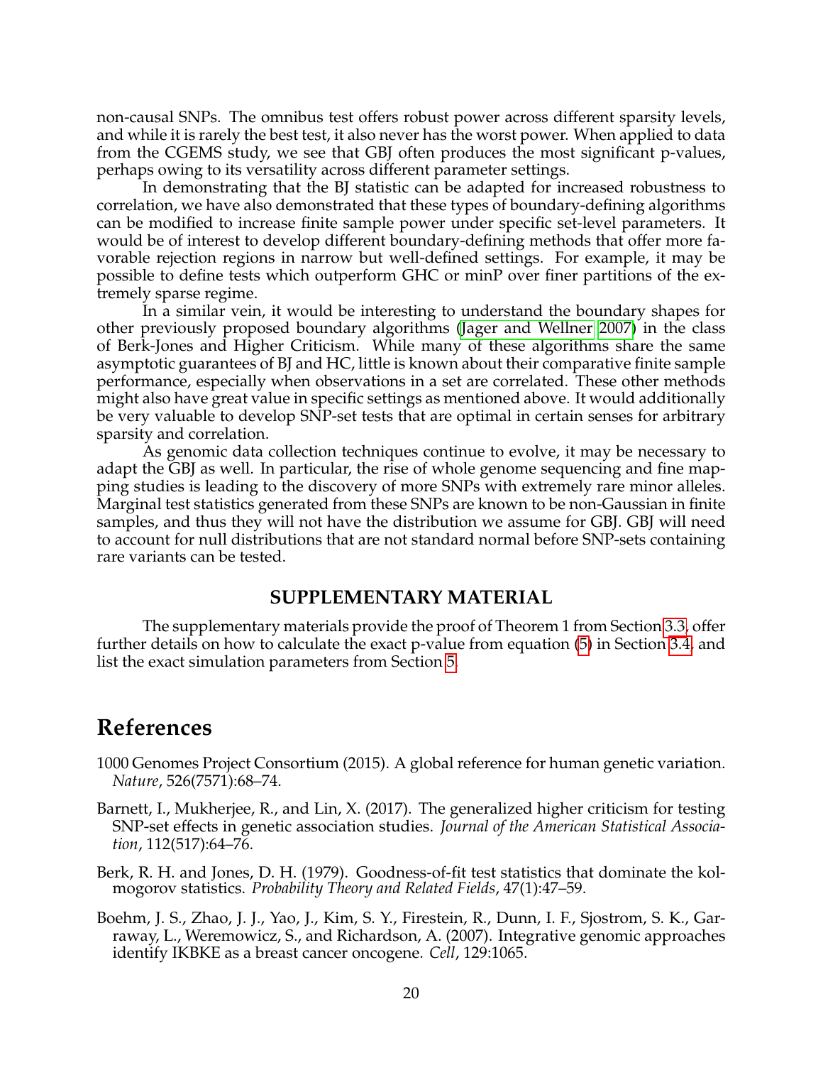non-causal SNPs. The omnibus test offers robust power across different sparsity levels, and while it is rarely the best test, it also never has the worst power. When applied to data from the CGEMS study, we see that GBJ often produces the most significant p-values, perhaps owing to its versatility across different parameter settings.

In demonstrating that the BJ statistic can be adapted for increased robustness to correlation, we have also demonstrated that these types of boundary-defining algorithms can be modified to increase finite sample power under specific set-level parameters. It would be of interest to develop different boundary-defining methods that offer more favorable rejection regions in narrow but well-defined settings. For example, it may be possible to define tests which outperform GHC or minP over finer partitions of the extremely sparse regime.

In a similar vein, it would be interesting to understand the boundary shapes for other previously proposed boundary algorithms (Jager and Wellner 2007) in the class of Berk-Jones and Higher Criticism. While many of these algorithms share the same asymptotic guarantees of BJ and HC, little is known about their comparative finite sample performance, especially when observations in a set are correlated. These other methods might also have great value in specific settings as mentioned above. It would additionally be very valuable to develop SNP-set tests that are optimal in certain senses for arbitrary sparsity and correlation.

As genomic data collection techniques continue to evolve, it may be necessary to adapt the GBJ as well. In particular, the rise of whole genome sequencing and fine mapping studies is leading to the discovery of more SNPs with extremely rare minor alleles. Marginal test statistics generated from these SNPs are known to be non-Gaussian in finite samples, and thus they will not have the distribution we assume for GBJ. GBJ will need to account for null distributions that are not standard normal before SNP-sets containing rare variants can be tested.

## SUPPLEMENTARY MATERIAL

The supplementary materials provide the proof of Theorem 1 from Section 3.3, offer further details on how to calculate the exact p-value from equation (5) in Section 3.4, and list the exact simulation parameters from Section 5.

# References

1000 Genomes Project Consortium (2015). A global reference for human genetic variation. *Nature*, 526(7571):68–74.

Barnett, I., Mukherjee, R., and Lin, X. (2017). The generalized higher criticism for testing SNP-set effects in genetic association studies. *Journal of the American Statistical Association*, 112(517):64–76.

Berk, R. H. and Jones, D. H. (1979). Goodness-of-fit test statistics that dominate the kolmogorov statistics. *Probability Theory and Related Fields*, 47(1):47–59.

Boehm, J. S., Zhao, J. J., Yao, J., Kim, S. Y., Firestein, R., Dunn, I. F., Sjostrom, S. K., Garraway, L., Weremowicz, S., and Richardson, A. (2007). Integrative genomic approaches identify IKBKE as a breast cancer oncogene. *Cell*, 129:1065.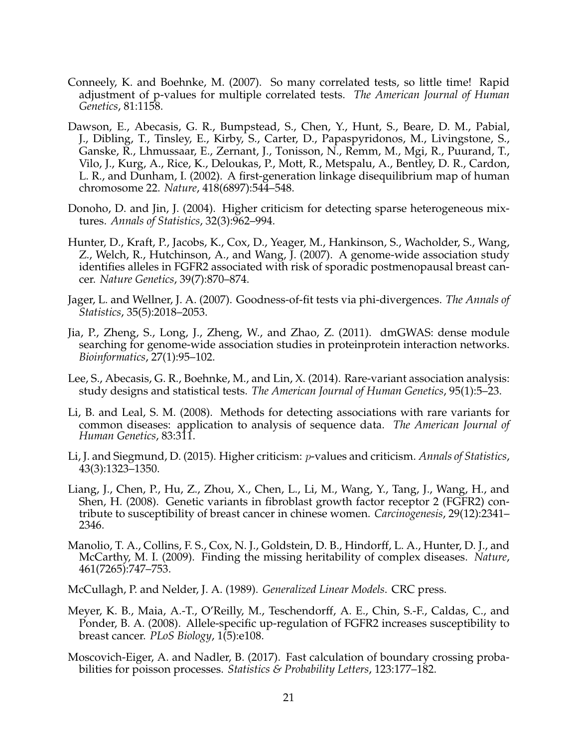Conneely, K. and Boehnke, M. (2007). So many correlated tests, so little time! Rapid adjustment of p-values for multiple correlated tests. *The American Journal of Human Genetics*, 81:1158.

Dawson, E., Abecasis, G. R., Bumpstead, S., Chen, Y., Hunt, S., Beare, D. M., Pabial, J., Dibling, T., Tinsley, E., Kirby, S., Carter, D., Papaspyridonos, M., Livingstone, S., Ganske, R., Lhmussaar, E., Zernant, J., Tonisson, N., Remm, M., Mgi, R., Puurand, T., Vilo, J., Kurg, A., Rice, K., Deloukas, P., Mott, R., Metspalu, A., Bentley, D. R., Cardon, L. R., and Dunham, I. (2002). A first-generation linkage disequilibrium map of human chromosome 22. *Nature*, 418(6897):544–548.

Donoho, D. and Jin, J. (2004). Higher criticism for detecting sparse heterogeneous mixtures. *Annals of Statistics*, 32(3):962–994.

Hunter, D., Kraft, P., Jacobs, K., Cox, D., Yeager, M., Hankinson, S., Wacholder, S., Wang, Z., Welch, R., Hutchinson, A., and Wang, J. (2007). A genome-wide association study identifies alleles in FGFR2 associated with risk of sporadic postmenopausal breast cancer. *Nature Genetics*, 39(7):870–874.

Jager, L. and Wellner, J. A. (2007). Goodness-of-fit tests via phi-divergences. *The Annals of Statistics*, 35(5):2018–2053.

Jia, P., Zheng, S., Long, J., Zheng, W., and Zhao, Z. (2011). dmGWAS: dense module searching for genome-wide association studies in proteinprotein interaction networks. *Bioinformatics*, 27(1):95–102.

Lee, S., Abecasis, G. R., Boehnke, M., and Lin, X. (2014). Rare-variant association analysis: study designs and statistical tests. *The American Journal of Human Genetics*, 95(1):5–23.

Li, B. and Leal, S. M. (2008). Methods for detecting associations with rare variants for common diseases: application to analysis of sequence data. *The American Journal of Human Genetics*, 83:311.

Li, J. and Siegmund, D. (2015). Higher criticism: $p$-values and criticism. *Annals of Statistics*, 43(3):1323–1350.

Liang, J., Chen, P., Hu, Z., Zhou, X., Chen, L., Li, M., Wang, Y., Tang, J., Wang, H., and Shen, H. (2008). Genetic variants in fibroblast growth factor receptor 2 (FGFR2) contribute to susceptibility of breast cancer in chinese women. *Carcinogenesis*, 29(12):2341–2346.

Manolio, T. A., Collins, F. S., Cox, N. J., Goldstein, D. B., Hindorff, L. A., Hunter, D. J., and McCarthy, M. I. (2009). Finding the missing heritability of complex diseases. *Nature*, 461(7265):747–753.

McCullagh, P. and Nelder, J. A. (1989). *Generalized Linear Models*. CRC press.

Meyer, K. B., Maia, A.-T., O'Reilly, M., Teschendorff, A. E., Chin, S.-F., Caldas, C., and Ponder, B. A. (2008). Allele-specific up-regulation of FGFR2 increases susceptibility to breast cancer. *PLoS Biology*, 1(5):e108.

Moscovich-Eiger, A. and Nadler, B. (2017). Fast calculation of boundary crossing probabilities for poisson processes. *Statistics & Probability Letters*, 123:177–182.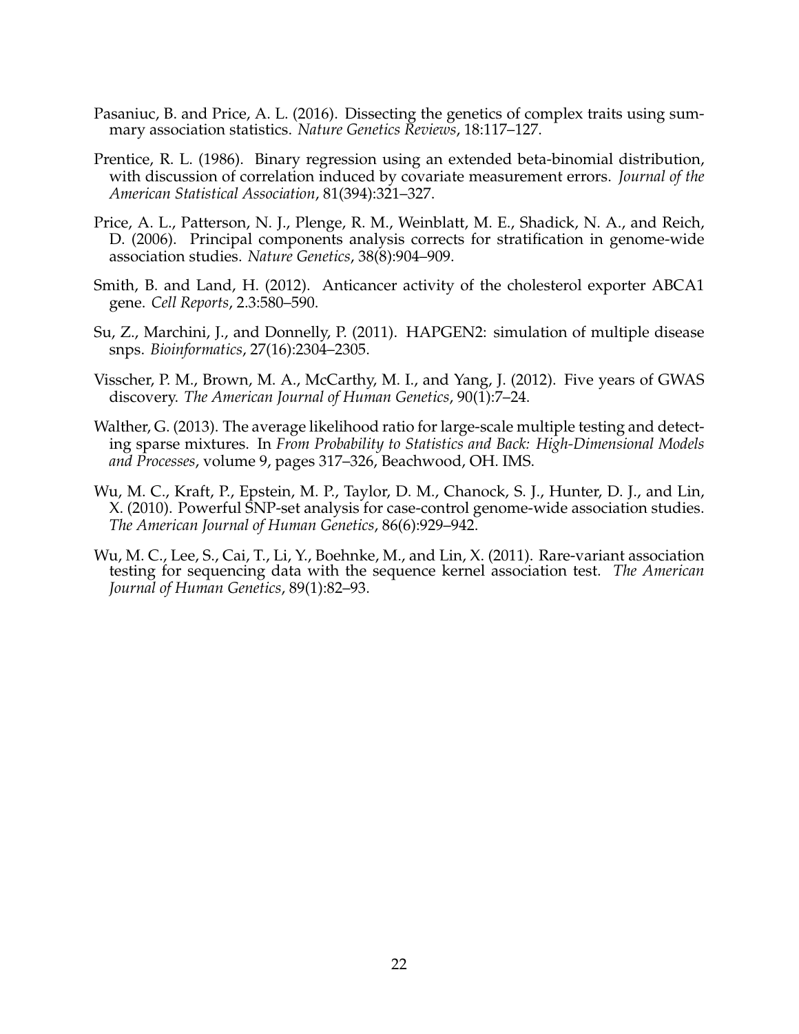Pasaniuc, B. and Price, A. L. (2016). Dissecting the genetics of complex traits using summary association statistics. *Nature Genetics Reviews*, 18:117–127.

Prentice, R. L. (1986). Binary regression using an extended beta-binomial distribution, with discussion of correlation induced by covariate measurement errors. *Journal of the American Statistical Association*, 81(394):321–327.

Price, A. L., Patterson, N. J., Plenge, R. M., Weinblatt, M. E., Shadick, N. A., and Reich, D. (2006). Principal components analysis corrects for stratification in genome-wide association studies. *Nature Genetics*, 38(8):904–909.

Smith, B. and Land, H. (2012). Anticancer activity of the cholesterol exporter ABCA1 gene. *Cell Reports*, 2.3:580–590.

Su, Z., Marchini, J., and Donnelly, P. (2011). HAPGEN2: simulation of multiple disease snps. *Bioinformatics*, 27(16):2304–2305.

Visscher, P. M., Brown, M. A., McCarthy, M. I., and Yang, J. (2012). Five years of GWAS discovery. *The American Journal of Human Genetics*, 90(1):7–24.

Walther, G. (2013). The average likelihood ratio for large-scale multiple testing and detecting sparse mixtures. In *From Probability to Statistics and Back: High-Dimensional Models and Processes*, volume 9, pages 317–326, Beachwood, OH. IMS.

Wu, M. C., Kraft, P., Epstein, M. P., Taylor, D. M., Chanock, S. J., Hunter, D. J., and Lin, X. (2010). Powerful SNP-set analysis for case-control genome-wide association studies. *The American Journal of Human Genetics*, 86(6):929–942.

Wu, M. C., Lee, S., Cai, T., Li, Y., Boehnke, M., and Lin, X. (2011). Rare-variant association testing for sequencing data with the sequence kernel association test. *The American Journal of Human Genetics*, 89(1):82–93.